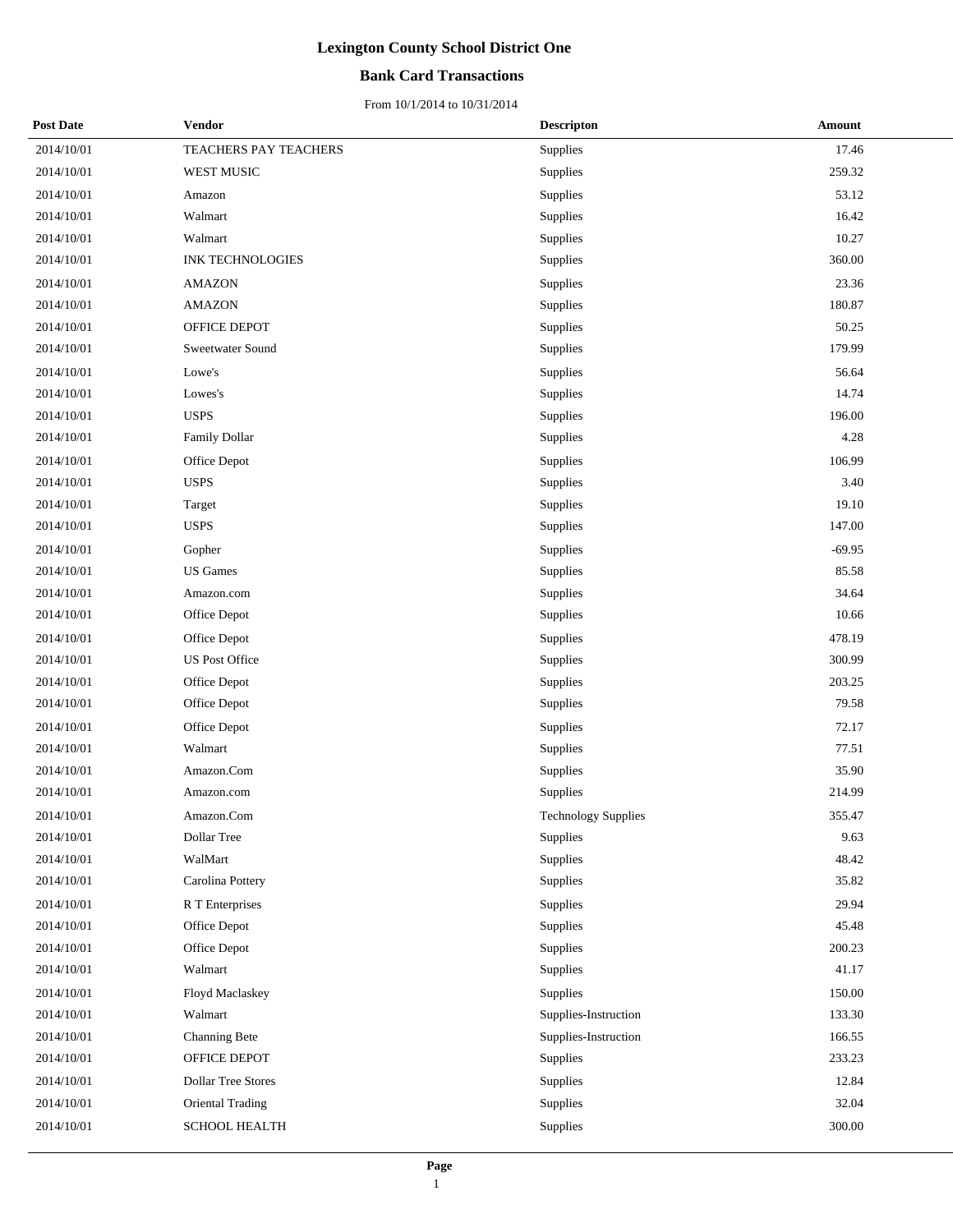# Lexington County School District One

## Bank Card Transactions

From 10/1/2014 to 10/31/2014

| Post Date | Vendor | Descripton | Amount |
|---|---|---|---|
| 2014/10/01 | TEACHERS PAY TEACHERS | Supplies | 17.46 |
| 2014/10/01 | WEST MUSIC | Supplies | 259.32 |
| 2014/10/01 | Amazon | Supplies | 53.12 |
| 2014/10/01 | Walmart | Supplies | 16.42 |
| 2014/10/01 | Walmart | Supplies | 10.27 |
| 2014/10/01 | INK TECHNOLOGIES | Supplies | 360.00 |
| 2014/10/01 | AMAZON | Supplies | 23.36 |
| 2014/10/01 | AMAZON | Supplies | 180.87 |
| 2014/10/01 | OFFICE DEPOT | Supplies | 50.25 |
| 2014/10/01 | Sweetwater Sound | Supplies | 179.99 |
| 2014/10/01 | Lowe's | Supplies | 56.64 |
| 2014/10/01 | Lowes's | Supplies | 14.74 |
| 2014/10/01 | USPS | Supplies | 196.00 |
| 2014/10/01 | Family Dollar | Supplies | 4.28 |
| 2014/10/01 | Office Depot | Supplies | 106.99 |
| 2014/10/01 | USPS | Supplies | 3.40 |
| 2014/10/01 | Target | Supplies | 19.10 |
| 2014/10/01 | USPS | Supplies | 147.00 |
| 2014/10/01 | Gopher | Supplies | -69.95 |
| 2014/10/01 | US Games | Supplies | 85.58 |
| 2014/10/01 | Amazon.com | Supplies | 34.64 |
| 2014/10/01 | Office Depot | Supplies | 10.66 |
| 2014/10/01 | Office Depot | Supplies | 478.19 |
| 2014/10/01 | US Post Office | Supplies | 300.99 |
| 2014/10/01 | Office Depot | Supplies | 203.25 |
| 2014/10/01 | Office Depot | Supplies | 79.58 |
| 2014/10/01 | Office Depot | Supplies | 72.17 |
| 2014/10/01 | Walmart | Supplies | 77.51 |
| 2014/10/01 | Amazon.Com | Supplies | 35.90 |
| 2014/10/01 | Amazon.com | Supplies | 214.99 |
| 2014/10/01 | Amazon.Com | Technology Supplies | 355.47 |
| 2014/10/01 | Dollar Tree | Supplies | 9.63 |
| 2014/10/01 | WalMart | Supplies | 48.42 |
| 2014/10/01 | Carolina Pottery | Supplies | 35.82 |
| 2014/10/01 | R T Enterprises | Supplies | 29.94 |
| 2014/10/01 | Office Depot | Supplies | 45.48 |
| 2014/10/01 | Office Depot | Supplies | 200.23 |
| 2014/10/01 | Walmart | Supplies | 41.17 |
| 2014/10/01 | Floyd Maclaskey | Supplies | 150.00 |
| 2014/10/01 | Walmart | Supplies-Instruction | 133.30 |
| 2014/10/01 | Channing Bete | Supplies-Instruction | 166.55 |
| 2014/10/01 | OFFICE DEPOT | Supplies | 233.23 |
| 2014/10/01 | Dollar Tree Stores | Supplies | 12.84 |
| 2014/10/01 | Oriental Trading | Supplies | 32.04 |
| 2014/10/01 | SCHOOL HEALTH | Supplies | 300.00 |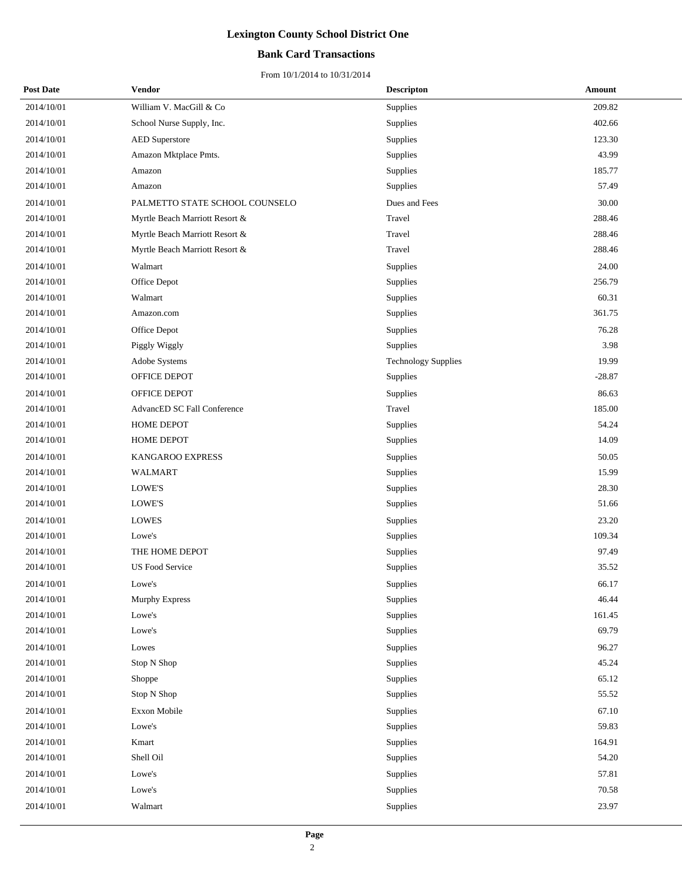# Lexington County School District One

## Bank Card Transactions

From 10/1/2014 to 10/31/2014

| Post Date | Vendor | Descripton | Amount |
|---|---|---|---|
| 2014/10/01 | William V. MacGill & Co | Supplies | 209.82 |
| 2014/10/01 | School Nurse Supply, Inc. | Supplies | 402.66 |
| 2014/10/01 | AED Superstore | Supplies | 123.30 |
| 2014/10/01 | Amazon Mktplace Pmts. | Supplies | 43.99 |
| 2014/10/01 | Amazon | Supplies | 185.77 |
| 2014/10/01 | Amazon | Supplies | 57.49 |
| 2014/10/01 | PALMETTO STATE SCHOOL COUNSELO | Dues and Fees | 30.00 |
| 2014/10/01 | Myrtle Beach Marriott Resort & | Travel | 288.46 |
| 2014/10/01 | Myrtle Beach Marriott Resort & | Travel | 288.46 |
| 2014/10/01 | Myrtle Beach Marriott Resort & | Travel | 288.46 |
| 2014/10/01 | Walmart | Supplies | 24.00 |
| 2014/10/01 | Office Depot | Supplies | 256.79 |
| 2014/10/01 | Walmart | Supplies | 60.31 |
| 2014/10/01 | Amazon.com | Supplies | 361.75 |
| 2014/10/01 | Office Depot | Supplies | 76.28 |
| 2014/10/01 | Piggly Wiggly | Supplies | 3.98 |
| 2014/10/01 | Adobe Systems | Technology Supplies | 19.99 |
| 2014/10/01 | OFFICE DEPOT | Supplies | -28.87 |
| 2014/10/01 | OFFICE DEPOT | Supplies | 86.63 |
| 2014/10/01 | AdvancED SC Fall Conference | Travel | 185.00 |
| 2014/10/01 | HOME DEPOT | Supplies | 54.24 |
| 2014/10/01 | HOME DEPOT | Supplies | 14.09 |
| 2014/10/01 | KANGAROO EXPRESS | Supplies | 50.05 |
| 2014/10/01 | WALMART | Supplies | 15.99 |
| 2014/10/01 | LOWE'S | Supplies | 28.30 |
| 2014/10/01 | LOWE'S | Supplies | 51.66 |
| 2014/10/01 | LOWES | Supplies | 23.20 |
| 2014/10/01 | Lowe's | Supplies | 109.34 |
| 2014/10/01 | THE HOME DEPOT | Supplies | 97.49 |
| 2014/10/01 | US Food Service | Supplies | 35.52 |
| 2014/10/01 | Lowe's | Supplies | 66.17 |
| 2014/10/01 | Murphy Express | Supplies | 46.44 |
| 2014/10/01 | Lowe's | Supplies | 161.45 |
| 2014/10/01 | Lowe's | Supplies | 69.79 |
| 2014/10/01 | Lowes | Supplies | 96.27 |
| 2014/10/01 | Stop N Shop | Supplies | 45.24 |
| 2014/10/01 | Shoppe | Supplies | 65.12 |
| 2014/10/01 | Stop N Shop | Supplies | 55.52 |
| 2014/10/01 | Exxon Mobile | Supplies | 67.10 |
| 2014/10/01 | Lowe's | Supplies | 59.83 |
| 2014/10/01 | Kmart | Supplies | 164.91 |
| 2014/10/01 | Shell Oil | Supplies | 54.20 |
| 2014/10/01 | Lowe's | Supplies | 57.81 |
| 2014/10/01 | Lowe's | Supplies | 70.58 |
| 2014/10/01 | Walmart | Supplies | 23.97 |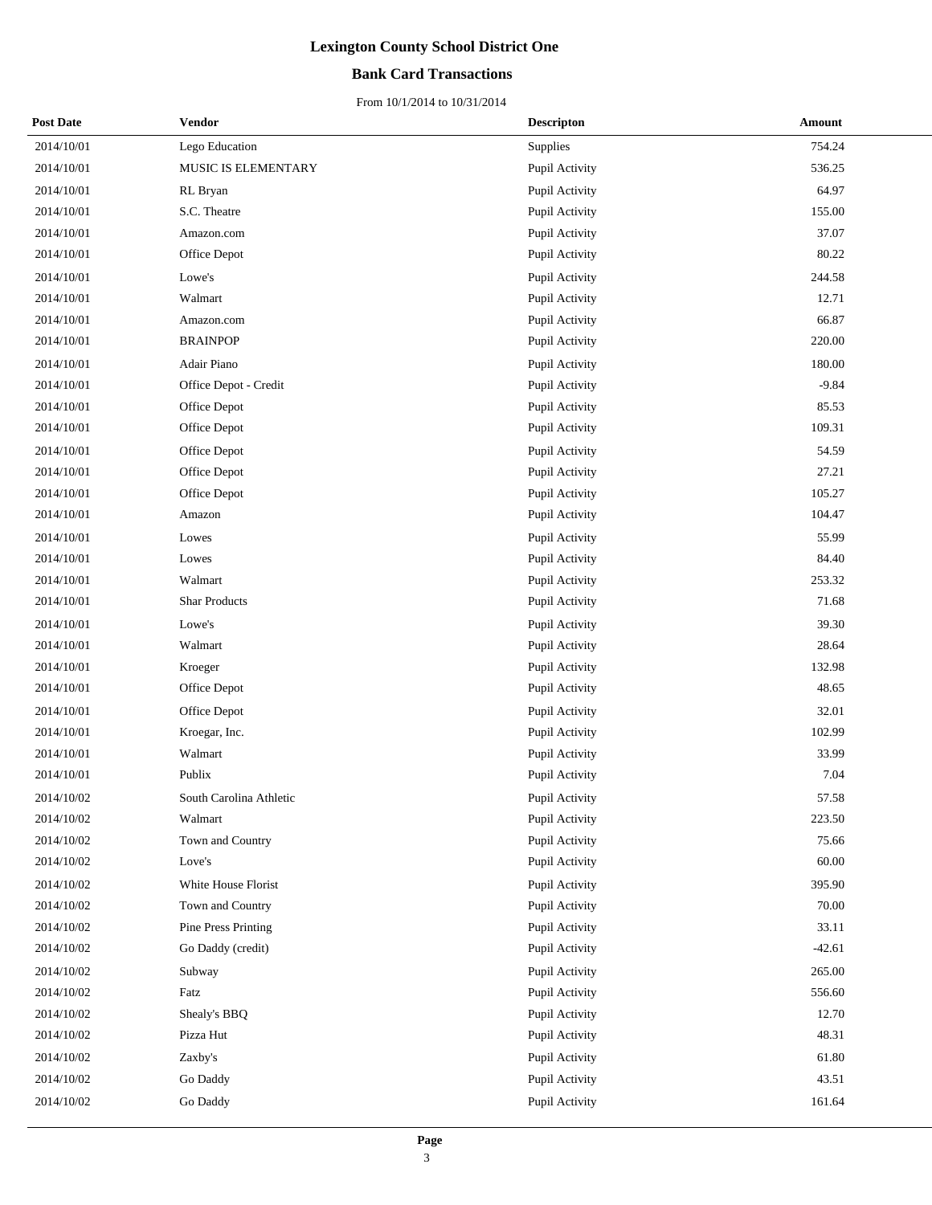# Lexington County School District One

## Bank Card Transactions

From 10/1/2014 to 10/31/2014

| Post Date | Vendor | Descripton | Amount |
|---|---|---|---|
| 2014/10/01 | Lego Education | Supplies | 754.24 |
| 2014/10/01 | MUSIC IS ELEMENTARY | Pupil Activity | 536.25 |
| 2014/10/01 | RL Bryan | Pupil Activity | 64.97 |
| 2014/10/01 | S.C. Theatre | Pupil Activity | 155.00 |
| 2014/10/01 | Amazon.com | Pupil Activity | 37.07 |
| 2014/10/01 | Office Depot | Pupil Activity | 80.22 |
| 2014/10/01 | Lowe's | Pupil Activity | 244.58 |
| 2014/10/01 | Walmart | Pupil Activity | 12.71 |
| 2014/10/01 | Amazon.com | Pupil Activity | 66.87 |
| 2014/10/01 | BRAINPOP | Pupil Activity | 220.00 |
| 2014/10/01 | Adair Piano | Pupil Activity | 180.00 |
| 2014/10/01 | Office Depot - Credit | Pupil Activity | -9.84 |
| 2014/10/01 | Office Depot | Pupil Activity | 85.53 |
| 2014/10/01 | Office Depot | Pupil Activity | 109.31 |
| 2014/10/01 | Office Depot | Pupil Activity | 54.59 |
| 2014/10/01 | Office Depot | Pupil Activity | 27.21 |
| 2014/10/01 | Office Depot | Pupil Activity | 105.27 |
| 2014/10/01 | Amazon | Pupil Activity | 104.47 |
| 2014/10/01 | Lowes | Pupil Activity | 55.99 |
| 2014/10/01 | Lowes | Pupil Activity | 84.40 |
| 2014/10/01 | Walmart | Pupil Activity | 253.32 |
| 2014/10/01 | Shar Products | Pupil Activity | 71.68 |
| 2014/10/01 | Lowe's | Pupil Activity | 39.30 |
| 2014/10/01 | Walmart | Pupil Activity | 28.64 |
| 2014/10/01 | Kroeger | Pupil Activity | 132.98 |
| 2014/10/01 | Office Depot | Pupil Activity | 48.65 |
| 2014/10/01 | Office Depot | Pupil Activity | 32.01 |
| 2014/10/01 | Kroegar, Inc. | Pupil Activity | 102.99 |
| 2014/10/01 | Walmart | Pupil Activity | 33.99 |
| 2014/10/01 | Publix | Pupil Activity | 7.04 |
| 2014/10/02 | South Carolina Athletic | Pupil Activity | 57.58 |
| 2014/10/02 | Walmart | Pupil Activity | 223.50 |
| 2014/10/02 | Town and Country | Pupil Activity | 75.66 |
| 2014/10/02 | Love's | Pupil Activity | 60.00 |
| 2014/10/02 | White House Florist | Pupil Activity | 395.90 |
| 2014/10/02 | Town and Country | Pupil Activity | 70.00 |
| 2014/10/02 | Pine Press Printing | Pupil Activity | 33.11 |
| 2014/10/02 | Go Daddy (credit) | Pupil Activity | -42.61 |
| 2014/10/02 | Subway | Pupil Activity | 265.00 |
| 2014/10/02 | Fatz | Pupil Activity | 556.60 |
| 2014/10/02 | Shealy's BBQ | Pupil Activity | 12.70 |
| 2014/10/02 | Pizza Hut | Pupil Activity | 48.31 |
| 2014/10/02 | Zaxby's | Pupil Activity | 61.80 |
| 2014/10/02 | Go Daddy | Pupil Activity | 43.51 |
| 2014/10/02 | Go Daddy | Pupil Activity | 161.64 |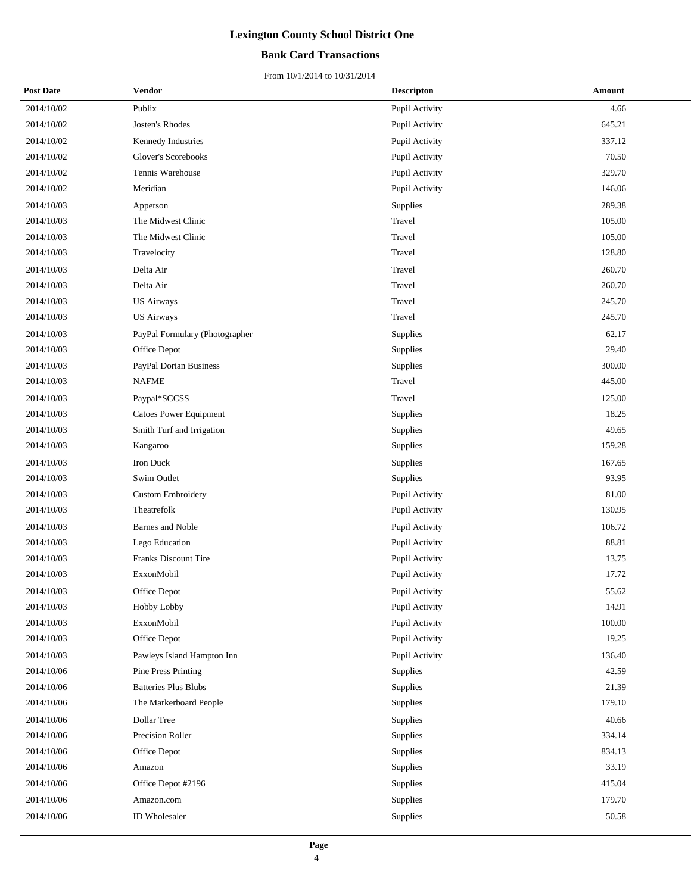# Lexington County School District One

## Bank Card Transactions

From 10/1/2014 to 10/31/2014

| Post Date | Vendor | Descripton | Amount |
|---|---|---|---|
| 2014/10/02 | Publix | Pupil Activity | 4.66 |
| 2014/10/02 | Josten's Rhodes | Pupil Activity | 645.21 |
| 2014/10/02 | Kennedy Industries | Pupil Activity | 337.12 |
| 2014/10/02 | Glover's Scorebooks | Pupil Activity | 70.50 |
| 2014/10/02 | Tennis Warehouse | Pupil Activity | 329.70 |
| 2014/10/02 | Meridian | Pupil Activity | 146.06 |
| 2014/10/03 | Apperson | Supplies | 289.38 |
| 2014/10/03 | The Midwest Clinic | Travel | 105.00 |
| 2014/10/03 | The Midwest Clinic | Travel | 105.00 |
| 2014/10/03 | Travelocity | Travel | 128.80 |
| 2014/10/03 | Delta Air | Travel | 260.70 |
| 2014/10/03 | Delta Air | Travel | 260.70 |
| 2014/10/03 | US Airways | Travel | 245.70 |
| 2014/10/03 | US Airways | Travel | 245.70 |
| 2014/10/03 | PayPal Formulary (Photographer | Supplies | 62.17 |
| 2014/10/03 | Office Depot | Supplies | 29.40 |
| 2014/10/03 | PayPal Dorian Business | Supplies | 300.00 |
| 2014/10/03 | NAFME | Travel | 445.00 |
| 2014/10/03 | Paypal*SCCSS | Travel | 125.00 |
| 2014/10/03 | Catoes Power Equipment | Supplies | 18.25 |
| 2014/10/03 | Smith Turf and Irrigation | Supplies | 49.65 |
| 2014/10/03 | Kangaroo | Supplies | 159.28 |
| 2014/10/03 | Iron Duck | Supplies | 167.65 |
| 2014/10/03 | Swim Outlet | Supplies | 93.95 |
| 2014/10/03 | Custom Embroidery | Pupil Activity | 81.00 |
| 2014/10/03 | Theatrefolk | Pupil Activity | 130.95 |
| 2014/10/03 | Barnes and Noble | Pupil Activity | 106.72 |
| 2014/10/03 | Lego Education | Pupil Activity | 88.81 |
| 2014/10/03 | Franks Discount Tire | Pupil Activity | 13.75 |
| 2014/10/03 | ExxonMobil | Pupil Activity | 17.72 |
| 2014/10/03 | Office Depot | Pupil Activity | 55.62 |
| 2014/10/03 | Hobby Lobby | Pupil Activity | 14.91 |
| 2014/10/03 | ExxonMobil | Pupil Activity | 100.00 |
| 2014/10/03 | Office Depot | Pupil Activity | 19.25 |
| 2014/10/03 | Pawleys Island Hampton Inn | Pupil Activity | 136.40 |
| 2014/10/06 | Pine Press Printing | Supplies | 42.59 |
| 2014/10/06 | Batteries Plus Blubs | Supplies | 21.39 |
| 2014/10/06 | The Markerboard People | Supplies | 179.10 |
| 2014/10/06 | Dollar Tree | Supplies | 40.66 |
| 2014/10/06 | Precision Roller | Supplies | 334.14 |
| 2014/10/06 | Office Depot | Supplies | 834.13 |
| 2014/10/06 | Amazon | Supplies | 33.19 |
| 2014/10/06 | Office Depot #2196 | Supplies | 415.04 |
| 2014/10/06 | Amazon.com | Supplies | 179.70 |
| 2014/10/06 | ID Wholesaler | Supplies | 50.58 |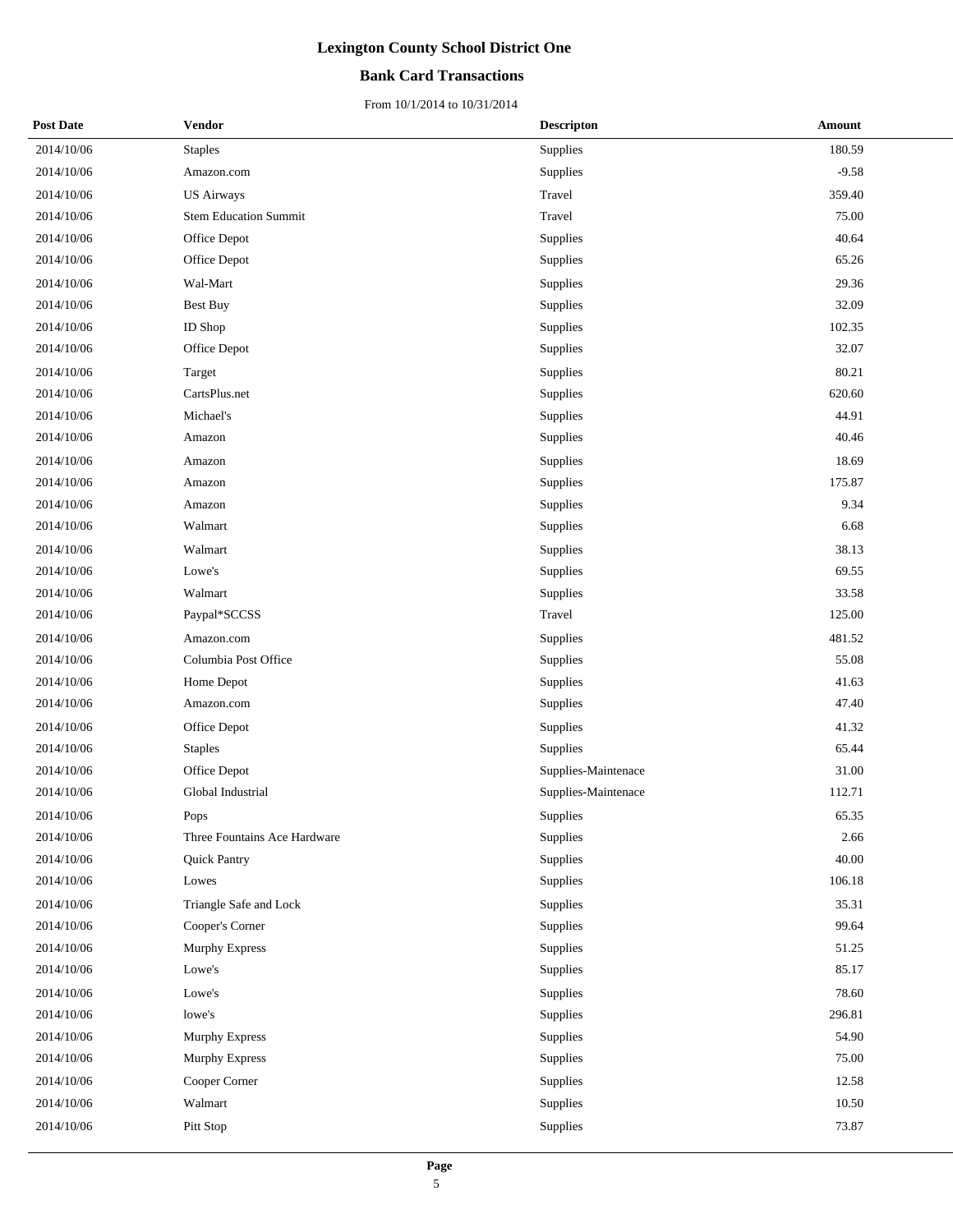# Lexington County School District One

## Bank Card Transactions

From 10/1/2014 to 10/31/2014

| Post Date | Vendor | Descripton | Amount |
|---|---|---|---|
| 2014/10/06 | Staples | Supplies | 180.59 |
| 2014/10/06 | Amazon.com | Supplies | -9.58 |
| 2014/10/06 | US Airways | Travel | 359.40 |
| 2014/10/06 | Stem Education Summit | Travel | 75.00 |
| 2014/10/06 | Office Depot | Supplies | 40.64 |
| 2014/10/06 | Office Depot | Supplies | 65.26 |
| 2014/10/06 | Wal-Mart | Supplies | 29.36 |
| 2014/10/06 | Best Buy | Supplies | 32.09 |
| 2014/10/06 | ID Shop | Supplies | 102.35 |
| 2014/10/06 | Office Depot | Supplies | 32.07 |
| 2014/10/06 | Target | Supplies | 80.21 |
| 2014/10/06 | CartsPlus.net | Supplies | 620.60 |
| 2014/10/06 | Michael's | Supplies | 44.91 |
| 2014/10/06 | Amazon | Supplies | 40.46 |
| 2014/10/06 | Amazon | Supplies | 18.69 |
| 2014/10/06 | Amazon | Supplies | 175.87 |
| 2014/10/06 | Amazon | Supplies | 9.34 |
| 2014/10/06 | Walmart | Supplies | 6.68 |
| 2014/10/06 | Walmart | Supplies | 38.13 |
| 2014/10/06 | Lowe's | Supplies | 69.55 |
| 2014/10/06 | Walmart | Supplies | 33.58 |
| 2014/10/06 | Paypal*SCCSS | Travel | 125.00 |
| 2014/10/06 | Amazon.com | Supplies | 481.52 |
| 2014/10/06 | Columbia Post Office | Supplies | 55.08 |
| 2014/10/06 | Home Depot | Supplies | 41.63 |
| 2014/10/06 | Amazon.com | Supplies | 47.40 |
| 2014/10/06 | Office Depot | Supplies | 41.32 |
| 2014/10/06 | Staples | Supplies | 65.44 |
| 2014/10/06 | Office Depot | Supplies-Maintenace | 31.00 |
| 2014/10/06 | Global Industrial | Supplies-Maintenace | 112.71 |
| 2014/10/06 | Pops | Supplies | 65.35 |
| 2014/10/06 | Three Fountains Ace Hardware | Supplies | 2.66 |
| 2014/10/06 | Quick Pantry | Supplies | 40.00 |
| 2014/10/06 | Lowes | Supplies | 106.18 |
| 2014/10/06 | Triangle Safe and Lock | Supplies | 35.31 |
| 2014/10/06 | Cooper's Corner | Supplies | 99.64 |
| 2014/10/06 | Murphy Express | Supplies | 51.25 |
| 2014/10/06 | Lowe's | Supplies | 85.17 |
| 2014/10/06 | Lowe's | Supplies | 78.60 |
| 2014/10/06 | lowe's | Supplies | 296.81 |
| 2014/10/06 | Murphy Express | Supplies | 54.90 |
| 2014/10/06 | Murphy Express | Supplies | 75.00 |
| 2014/10/06 | Cooper Corner | Supplies | 12.58 |
| 2014/10/06 | Walmart | Supplies | 10.50 |
| 2014/10/06 | Pitt Stop | Supplies | 73.87 |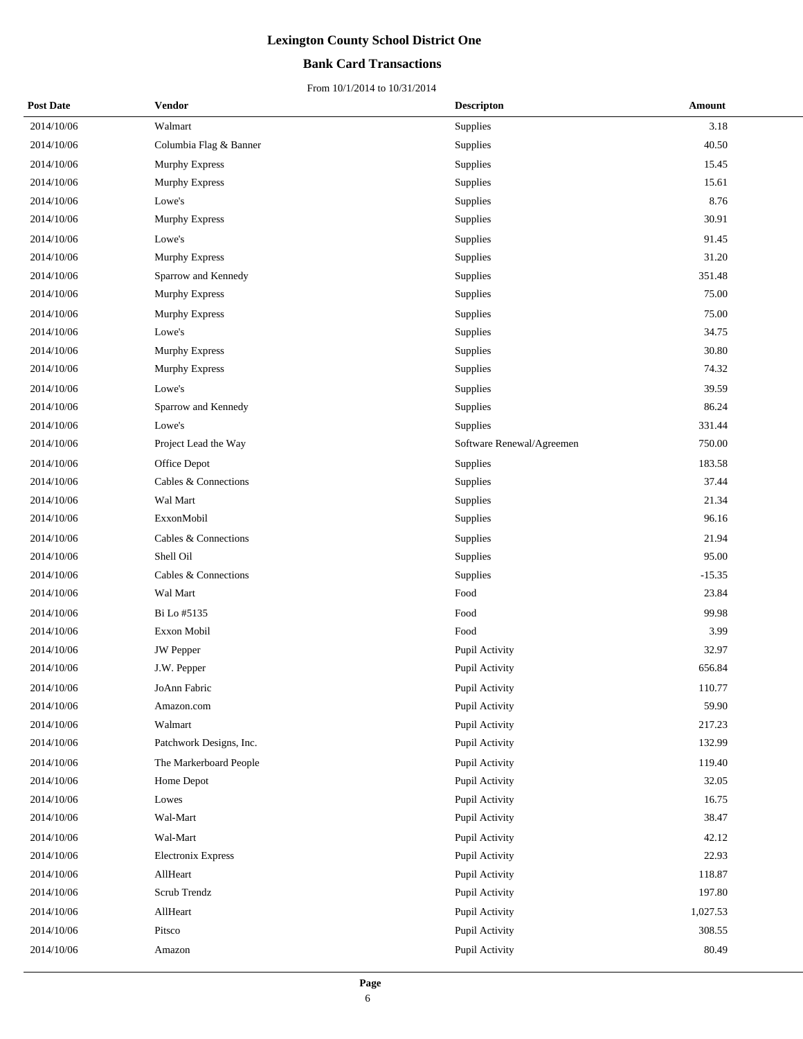# Lexington County School District One

## Bank Card Transactions

From 10/1/2014 to 10/31/2014

| Post Date | Vendor | Descripton | Amount |
|---|---|---|---|
| 2014/10/06 | Walmart | Supplies | 3.18 |
| 2014/10/06 | Columbia Flag & Banner | Supplies | 40.50 |
| 2014/10/06 | Murphy Express | Supplies | 15.45 |
| 2014/10/06 | Murphy Express | Supplies | 15.61 |
| 2014/10/06 | Lowe's | Supplies | 8.76 |
| 2014/10/06 | Murphy Express | Supplies | 30.91 |
| 2014/10/06 | Lowe's | Supplies | 91.45 |
| 2014/10/06 | Murphy Express | Supplies | 31.20 |
| 2014/10/06 | Sparrow and Kennedy | Supplies | 351.48 |
| 2014/10/06 | Murphy Express | Supplies | 75.00 |
| 2014/10/06 | Murphy Express | Supplies | 75.00 |
| 2014/10/06 | Lowe's | Supplies | 34.75 |
| 2014/10/06 | Murphy Express | Supplies | 30.80 |
| 2014/10/06 | Murphy Express | Supplies | 74.32 |
| 2014/10/06 | Lowe's | Supplies | 39.59 |
| 2014/10/06 | Sparrow and Kennedy | Supplies | 86.24 |
| 2014/10/06 | Lowe's | Supplies | 331.44 |
| 2014/10/06 | Project Lead the Way | Software Renewal/Agreemen | 750.00 |
| 2014/10/06 | Office Depot | Supplies | 183.58 |
| 2014/10/06 | Cables & Connections | Supplies | 37.44 |
| 2014/10/06 | Wal Mart | Supplies | 21.34 |
| 2014/10/06 | ExxonMobil | Supplies | 96.16 |
| 2014/10/06 | Cables & Connections | Supplies | 21.94 |
| 2014/10/06 | Shell Oil | Supplies | 95.00 |
| 2014/10/06 | Cables & Connections | Supplies | -15.35 |
| 2014/10/06 | Wal Mart | Food | 23.84 |
| 2014/10/06 | Bi Lo #5135 | Food | 99.98 |
| 2014/10/06 | Exxon Mobil | Food | 3.99 |
| 2014/10/06 | JW Pepper | Pupil Activity | 32.97 |
| 2014/10/06 | J.W. Pepper | Pupil Activity | 656.84 |
| 2014/10/06 | JoAnn Fabric | Pupil Activity | 110.77 |
| 2014/10/06 | Amazon.com | Pupil Activity | 59.90 |
| 2014/10/06 | Walmart | Pupil Activity | 217.23 |
| 2014/10/06 | Patchwork Designs, Inc. | Pupil Activity | 132.99 |
| 2014/10/06 | The Markerboard People | Pupil Activity | 119.40 |
| 2014/10/06 | Home Depot | Pupil Activity | 32.05 |
| 2014/10/06 | Lowes | Pupil Activity | 16.75 |
| 2014/10/06 | Wal-Mart | Pupil Activity | 38.47 |
| 2014/10/06 | Wal-Mart | Pupil Activity | 42.12 |
| 2014/10/06 | Electronix Express | Pupil Activity | 22.93 |
| 2014/10/06 | AllHeart | Pupil Activity | 118.87 |
| 2014/10/06 | Scrub Trendz | Pupil Activity | 197.80 |
| 2014/10/06 | AllHeart | Pupil Activity | 1,027.53 |
| 2014/10/06 | Pitsco | Pupil Activity | 308.55 |
| 2014/10/06 | Amazon | Pupil Activity | 80.49 |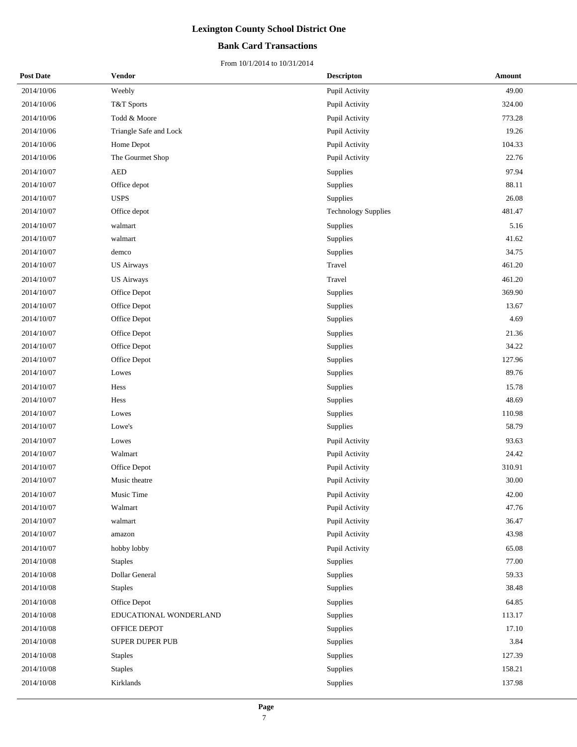# Lexington County School District One

## Bank Card Transactions

From 10/1/2014 to 10/31/2014

| Post Date | Vendor | Descripton | Amount |
|---|---|---|---|
| 2014/10/06 | Weebly | Pupil Activity | 49.00 |
| 2014/10/06 | T&T Sports | Pupil Activity | 324.00 |
| 2014/10/06 | Todd & Moore | Pupil Activity | 773.28 |
| 2014/10/06 | Triangle Safe and Lock | Pupil Activity | 19.26 |
| 2014/10/06 | Home Depot | Pupil Activity | 104.33 |
| 2014/10/06 | The Gourmet Shop | Pupil Activity | 22.76 |
| 2014/10/07 | AED | Supplies | 97.94 |
| 2014/10/07 | Office depot | Supplies | 88.11 |
| 2014/10/07 | USPS | Supplies | 26.08 |
| 2014/10/07 | Office depot | Technology Supplies | 481.47 |
| 2014/10/07 | walmart | Supplies | 5.16 |
| 2014/10/07 | walmart | Supplies | 41.62 |
| 2014/10/07 | demco | Supplies | 34.75 |
| 2014/10/07 | US Airways | Travel | 461.20 |
| 2014/10/07 | US Airways | Travel | 461.20 |
| 2014/10/07 | Office Depot | Supplies | 369.90 |
| 2014/10/07 | Office Depot | Supplies | 13.67 |
| 2014/10/07 | Office Depot | Supplies | 4.69 |
| 2014/10/07 | Office Depot | Supplies | 21.36 |
| 2014/10/07 | Office Depot | Supplies | 34.22 |
| 2014/10/07 | Office Depot | Supplies | 127.96 |
| 2014/10/07 | Lowes | Supplies | 89.76 |
| 2014/10/07 | Hess | Supplies | 15.78 |
| 2014/10/07 | Hess | Supplies | 48.69 |
| 2014/10/07 | Lowes | Supplies | 110.98 |
| 2014/10/07 | Lowe's | Supplies | 58.79 |
| 2014/10/07 | Lowes | Pupil Activity | 93.63 |
| 2014/10/07 | Walmart | Pupil Activity | 24.42 |
| 2014/10/07 | Office Depot | Pupil Activity | 310.91 |
| 2014/10/07 | Music theatre | Pupil Activity | 30.00 |
| 2014/10/07 | Music Time | Pupil Activity | 42.00 |
| 2014/10/07 | Walmart | Pupil Activity | 47.76 |
| 2014/10/07 | walmart | Pupil Activity | 36.47 |
| 2014/10/07 | amazon | Pupil Activity | 43.98 |
| 2014/10/07 | hobby lobby | Pupil Activity | 65.08 |
| 2014/10/08 | Staples | Supplies | 77.00 |
| 2014/10/08 | Dollar General | Supplies | 59.33 |
| 2014/10/08 | Staples | Supplies | 38.48 |
| 2014/10/08 | Office Depot | Supplies | 64.85 |
| 2014/10/08 | EDUCATIONAL WONDERLAND | Supplies | 113.17 |
| 2014/10/08 | OFFICE DEPOT | Supplies | 17.10 |
| 2014/10/08 | SUPER DUPER PUB | Supplies | 3.84 |
| 2014/10/08 | Staples | Supplies | 127.39 |
| 2014/10/08 | Staples | Supplies | 158.21 |
| 2014/10/08 | Kirklands | Supplies | 137.98 |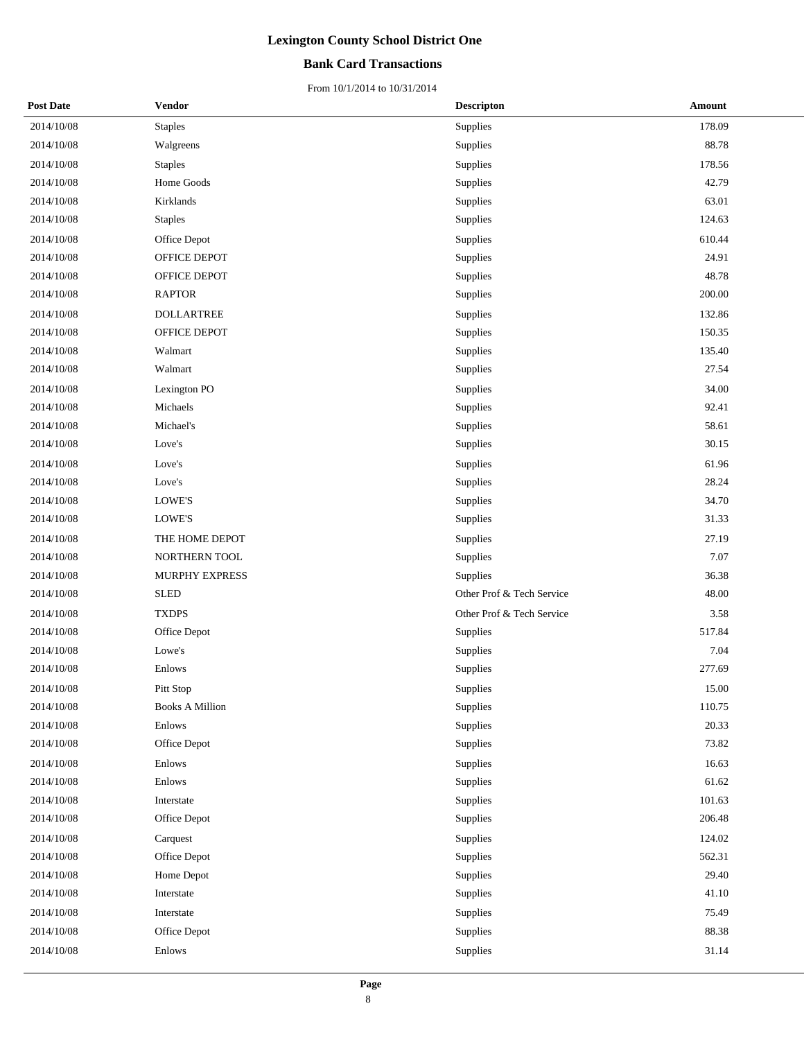# Lexington County School District One

## Bank Card Transactions

From 10/1/2014 to 10/31/2014

| Post Date | Vendor | Descripton | Amount |
|---|---|---|---|
| 2014/10/08 | Staples | Supplies | 178.09 |
| 2014/10/08 | Walgreens | Supplies | 88.78 |
| 2014/10/08 | Staples | Supplies | 178.56 |
| 2014/10/08 | Home Goods | Supplies | 42.79 |
| 2014/10/08 | Kirklands | Supplies | 63.01 |
| 2014/10/08 | Staples | Supplies | 124.63 |
| 2014/10/08 | Office Depot | Supplies | 610.44 |
| 2014/10/08 | OFFICE DEPOT | Supplies | 24.91 |
| 2014/10/08 | OFFICE DEPOT | Supplies | 48.78 |
| 2014/10/08 | RAPTOR | Supplies | 200.00 |
| 2014/10/08 | DOLLARTREE | Supplies | 132.86 |
| 2014/10/08 | OFFICE DEPOT | Supplies | 150.35 |
| 2014/10/08 | Walmart | Supplies | 135.40 |
| 2014/10/08 | Walmart | Supplies | 27.54 |
| 2014/10/08 | Lexington PO | Supplies | 34.00 |
| 2014/10/08 | Michaels | Supplies | 92.41 |
| 2014/10/08 | Michael's | Supplies | 58.61 |
| 2014/10/08 | Love's | Supplies | 30.15 |
| 2014/10/08 | Love's | Supplies | 61.96 |
| 2014/10/08 | Love's | Supplies | 28.24 |
| 2014/10/08 | LOWE'S | Supplies | 34.70 |
| 2014/10/08 | LOWE'S | Supplies | 31.33 |
| 2014/10/08 | THE HOME DEPOT | Supplies | 27.19 |
| 2014/10/08 | NORTHERN TOOL | Supplies | 7.07 |
| 2014/10/08 | MURPHY EXPRESS | Supplies | 36.38 |
| 2014/10/08 | SLED | Other Prof & Tech Service | 48.00 |
| 2014/10/08 | TXDPS | Other Prof & Tech Service | 3.58 |
| 2014/10/08 | Office Depot | Supplies | 517.84 |
| 2014/10/08 | Lowe's | Supplies | 7.04 |
| 2014/10/08 | Enlows | Supplies | 277.69 |
| 2014/10/08 | Pitt Stop | Supplies | 15.00 |
| 2014/10/08 | Books A Million | Supplies | 110.75 |
| 2014/10/08 | Enlows | Supplies | 20.33 |
| 2014/10/08 | Office Depot | Supplies | 73.82 |
| 2014/10/08 | Enlows | Supplies | 16.63 |
| 2014/10/08 | Enlows | Supplies | 61.62 |
| 2014/10/08 | Interstate | Supplies | 101.63 |
| 2014/10/08 | Office Depot | Supplies | 206.48 |
| 2014/10/08 | Carquest | Supplies | 124.02 |
| 2014/10/08 | Office Depot | Supplies | 562.31 |
| 2014/10/08 | Home Depot | Supplies | 29.40 |
| 2014/10/08 | Interstate | Supplies | 41.10 |
| 2014/10/08 | Interstate | Supplies | 75.49 |
| 2014/10/08 | Office Depot | Supplies | 88.38 |
| 2014/10/08 | Enlows | Supplies | 31.14 |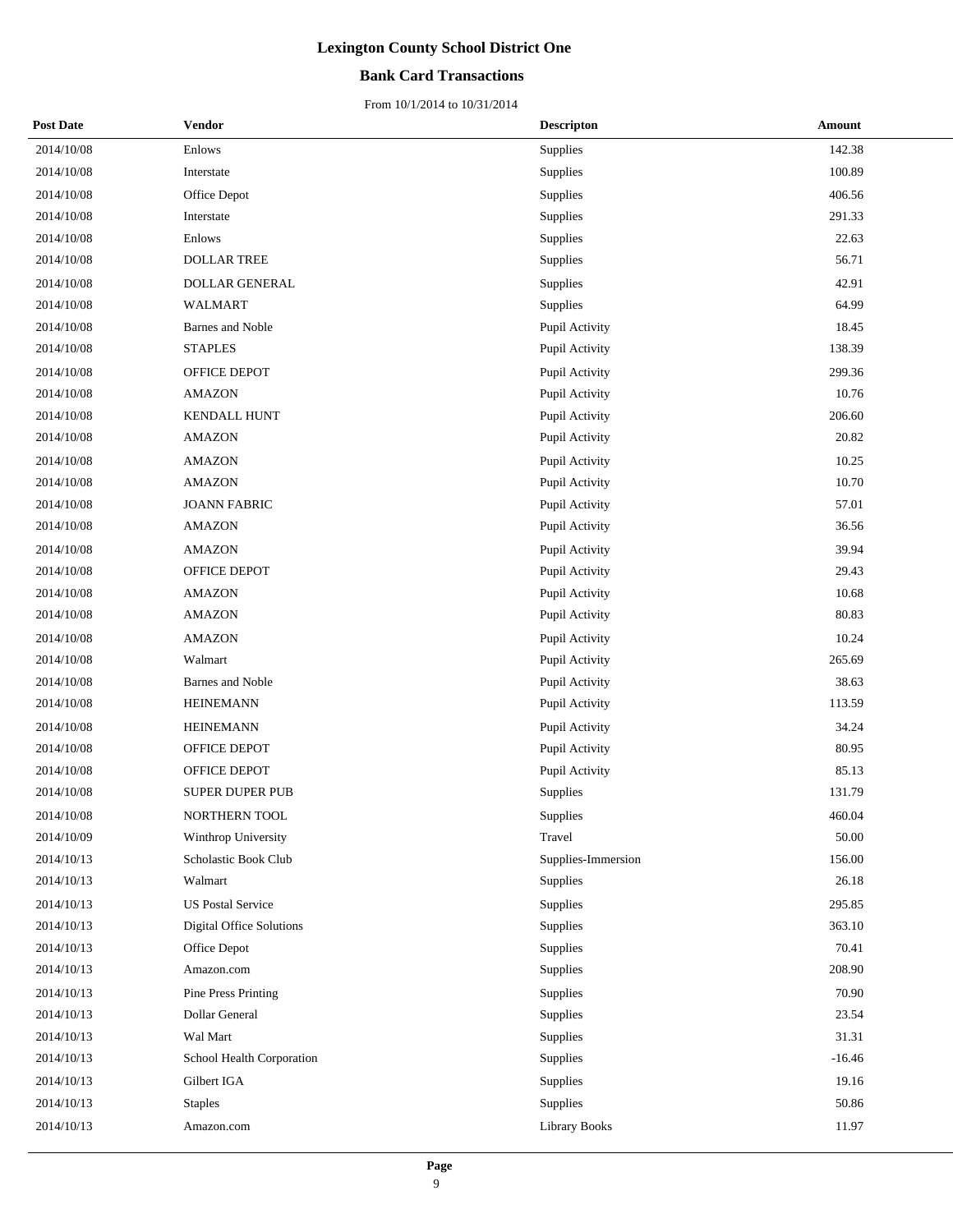# Lexington County School District One

## Bank Card Transactions

From 10/1/2014 to 10/31/2014

| Post Date | Vendor | Descripton | Amount |
|---|---|---|---|
| 2014/10/08 | Enlows | Supplies | 142.38 |
| 2014/10/08 | Interstate | Supplies | 100.89 |
| 2014/10/08 | Office Depot | Supplies | 406.56 |
| 2014/10/08 | Interstate | Supplies | 291.33 |
| 2014/10/08 | Enlows | Supplies | 22.63 |
| 2014/10/08 | DOLLAR TREE | Supplies | 56.71 |
| 2014/10/08 | DOLLAR GENERAL | Supplies | 42.91 |
| 2014/10/08 | WALMART | Supplies | 64.99 |
| 2014/10/08 | Barnes and Noble | Pupil Activity | 18.45 |
| 2014/10/08 | STAPLES | Pupil Activity | 138.39 |
| 2014/10/08 | OFFICE DEPOT | Pupil Activity | 299.36 |
| 2014/10/08 | AMAZON | Pupil Activity | 10.76 |
| 2014/10/08 | KENDALL HUNT | Pupil Activity | 206.60 |
| 2014/10/08 | AMAZON | Pupil Activity | 20.82 |
| 2014/10/08 | AMAZON | Pupil Activity | 10.25 |
| 2014/10/08 | AMAZON | Pupil Activity | 10.70 |
| 2014/10/08 | JOANN FABRIC | Pupil Activity | 57.01 |
| 2014/10/08 | AMAZON | Pupil Activity | 36.56 |
| 2014/10/08 | AMAZON | Pupil Activity | 39.94 |
| 2014/10/08 | OFFICE DEPOT | Pupil Activity | 29.43 |
| 2014/10/08 | AMAZON | Pupil Activity | 10.68 |
| 2014/10/08 | AMAZON | Pupil Activity | 80.83 |
| 2014/10/08 | AMAZON | Pupil Activity | 10.24 |
| 2014/10/08 | Walmart | Pupil Activity | 265.69 |
| 2014/10/08 | Barnes and Noble | Pupil Activity | 38.63 |
| 2014/10/08 | HEINEMANN | Pupil Activity | 113.59 |
| 2014/10/08 | HEINEMANN | Pupil Activity | 34.24 |
| 2014/10/08 | OFFICE DEPOT | Pupil Activity | 80.95 |
| 2014/10/08 | OFFICE DEPOT | Pupil Activity | 85.13 |
| 2014/10/08 | SUPER DUPER PUB | Supplies | 131.79 |
| 2014/10/08 | NORTHERN TOOL | Supplies | 460.04 |
| 2014/10/09 | Winthrop University | Travel | 50.00 |
| 2014/10/13 | Scholastic Book Club | Supplies-Immersion | 156.00 |
| 2014/10/13 | Walmart | Supplies | 26.18 |
| 2014/10/13 | US Postal Service | Supplies | 295.85 |
| 2014/10/13 | Digital Office Solutions | Supplies | 363.10 |
| 2014/10/13 | Office Depot | Supplies | 70.41 |
| 2014/10/13 | Amazon.com | Supplies | 208.90 |
| 2014/10/13 | Pine Press Printing | Supplies | 70.90 |
| 2014/10/13 | Dollar General | Supplies | 23.54 |
| 2014/10/13 | Wal Mart | Supplies | 31.31 |
| 2014/10/13 | School Health Corporation | Supplies | -16.46 |
| 2014/10/13 | Gilbert IGA | Supplies | 19.16 |
| 2014/10/13 | Staples | Supplies | 50.86 |
| 2014/10/13 | Amazon.com | Library Books | 11.97 |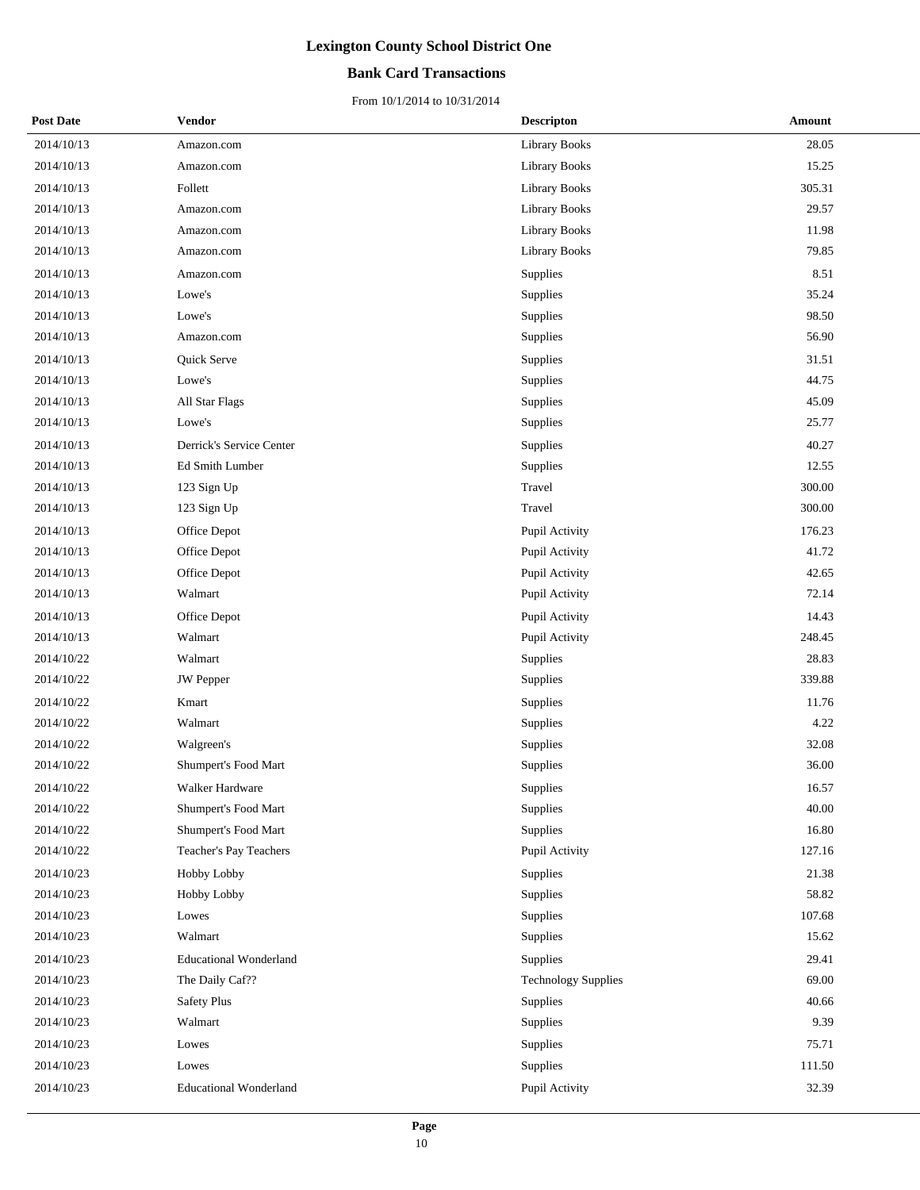# Lexington County School District One

## Bank Card Transactions

From 10/1/2014 to 10/31/2014

| Post Date | Vendor | Descripton | Amount |
|---|---|---|---|
| 2014/10/13 | Amazon.com | Library Books | 28.05 |
| 2014/10/13 | Amazon.com | Library Books | 15.25 |
| 2014/10/13 | Follett | Library Books | 305.31 |
| 2014/10/13 | Amazon.com | Library Books | 29.57 |
| 2014/10/13 | Amazon.com | Library Books | 11.98 |
| 2014/10/13 | Amazon.com | Library Books | 79.85 |
| 2014/10/13 | Amazon.com | Supplies | 8.51 |
| 2014/10/13 | Lowe's | Supplies | 35.24 |
| 2014/10/13 | Lowe's | Supplies | 98.50 |
| 2014/10/13 | Amazon.com | Supplies | 56.90 |
| 2014/10/13 | Quick Serve | Supplies | 31.51 |
| 2014/10/13 | Lowe's | Supplies | 44.75 |
| 2014/10/13 | All Star Flags | Supplies | 45.09 |
| 2014/10/13 | Lowe's | Supplies | 25.77 |
| 2014/10/13 | Derrick's Service Center | Supplies | 40.27 |
| 2014/10/13 | Ed Smith Lumber | Supplies | 12.55 |
| 2014/10/13 | 123 Sign Up | Travel | 300.00 |
| 2014/10/13 | 123 Sign Up | Travel | 300.00 |
| 2014/10/13 | Office Depot | Pupil Activity | 176.23 |
| 2014/10/13 | Office Depot | Pupil Activity | 41.72 |
| 2014/10/13 | Office Depot | Pupil Activity | 42.65 |
| 2014/10/13 | Walmart | Pupil Activity | 72.14 |
| 2014/10/13 | Office Depot | Pupil Activity | 14.43 |
| 2014/10/13 | Walmart | Pupil Activity | 248.45 |
| 2014/10/22 | Walmart | Supplies | 28.83 |
| 2014/10/22 | JW Pepper | Supplies | 339.88 |
| 2014/10/22 | Kmart | Supplies | 11.76 |
| 2014/10/22 | Walmart | Supplies | 4.22 |
| 2014/10/22 | Walgreen's | Supplies | 32.08 |
| 2014/10/22 | Shumpert's Food Mart | Supplies | 36.00 |
| 2014/10/22 | Walker Hardware | Supplies | 16.57 |
| 2014/10/22 | Shumpert's Food Mart | Supplies | 40.00 |
| 2014/10/22 | Shumpert's Food Mart | Supplies | 16.80 |
| 2014/10/22 | Teacher's Pay Teachers | Pupil Activity | 127.16 |
| 2014/10/23 | Hobby Lobby | Supplies | 21.38 |
| 2014/10/23 | Hobby Lobby | Supplies | 58.82 |
| 2014/10/23 | Lowes | Supplies | 107.68 |
| 2014/10/23 | Walmart | Supplies | 15.62 |
| 2014/10/23 | Educational Wonderland | Supplies | 29.41 |
| 2014/10/23 | The Daily Caf?? | Technology Supplies | 69.00 |
| 2014/10/23 | Safety Plus | Supplies | 40.66 |
| 2014/10/23 | Walmart | Supplies | 9.39 |
| 2014/10/23 | Lowes | Supplies | 75.71 |
| 2014/10/23 | Lowes | Supplies | 111.50 |
| 2014/10/23 | Educational Wonderland | Pupil Activity | 32.39 |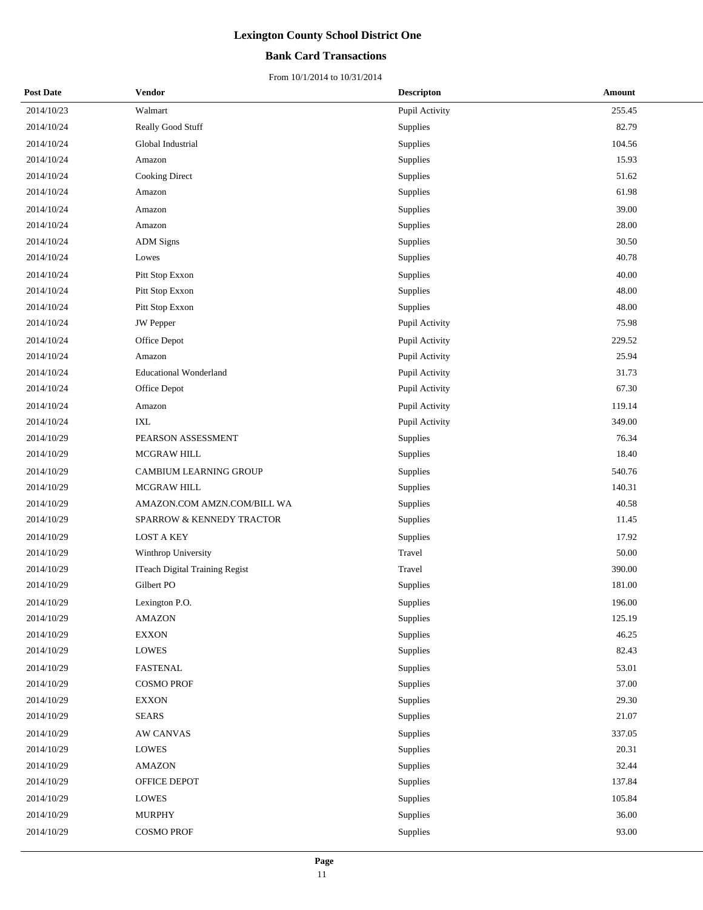# Lexington County School District One

## Bank Card Transactions

From 10/1/2014 to 10/31/2014

| Post Date | Vendor | Descripton | Amount |
|---|---|---|---|
| 2014/10/23 | Walmart | Pupil Activity | 255.45 |
| 2014/10/24 | Really Good Stuff | Supplies | 82.79 |
| 2014/10/24 | Global Industrial | Supplies | 104.56 |
| 2014/10/24 | Amazon | Supplies | 15.93 |
| 2014/10/24 | Cooking Direct | Supplies | 51.62 |
| 2014/10/24 | Amazon | Supplies | 61.98 |
| 2014/10/24 | Amazon | Supplies | 39.00 |
| 2014/10/24 | Amazon | Supplies | 28.00 |
| 2014/10/24 | ADM Signs | Supplies | 30.50 |
| 2014/10/24 | Lowes | Supplies | 40.78 |
| 2014/10/24 | Pitt Stop Exxon | Supplies | 40.00 |
| 2014/10/24 | Pitt Stop Exxon | Supplies | 48.00 |
| 2014/10/24 | Pitt Stop Exxon | Supplies | 48.00 |
| 2014/10/24 | JW Pepper | Pupil Activity | 75.98 |
| 2014/10/24 | Office Depot | Pupil Activity | 229.52 |
| 2014/10/24 | Amazon | Pupil Activity | 25.94 |
| 2014/10/24 | Educational Wonderland | Pupil Activity | 31.73 |
| 2014/10/24 | Office Depot | Pupil Activity | 67.30 |
| 2014/10/24 | Amazon | Pupil Activity | 119.14 |
| 2014/10/24 | IXL | Pupil Activity | 349.00 |
| 2014/10/29 | PEARSON ASSESSMENT | Supplies | 76.34 |
| 2014/10/29 | MCGRAW HILL | Supplies | 18.40 |
| 2014/10/29 | CAMBIUM LEARNING GROUP | Supplies | 540.76 |
| 2014/10/29 | MCGRAW HILL | Supplies | 140.31 |
| 2014/10/29 | AMAZON.COM AMZN.COM/BILL WA | Supplies | 40.58 |
| 2014/10/29 | SPARROW & KENNEDY TRACTOR | Supplies | 11.45 |
| 2014/10/29 | LOST A KEY | Supplies | 17.92 |
| 2014/10/29 | Winthrop University | Travel | 50.00 |
| 2014/10/29 | ITeach Digital Training Regist | Travel | 390.00 |
| 2014/10/29 | Gilbert PO | Supplies | 181.00 |
| 2014/10/29 | Lexington P.O. | Supplies | 196.00 |
| 2014/10/29 | AMAZON | Supplies | 125.19 |
| 2014/10/29 | EXXON | Supplies | 46.25 |
| 2014/10/29 | LOWES | Supplies | 82.43 |
| 2014/10/29 | FASTENAL | Supplies | 53.01 |
| 2014/10/29 | COSMO PROF | Supplies | 37.00 |
| 2014/10/29 | EXXON | Supplies | 29.30 |
| 2014/10/29 | SEARS | Supplies | 21.07 |
| 2014/10/29 | AW CANVAS | Supplies | 337.05 |
| 2014/10/29 | LOWES | Supplies | 20.31 |
| 2014/10/29 | AMAZON | Supplies | 32.44 |
| 2014/10/29 | OFFICE DEPOT | Supplies | 137.84 |
| 2014/10/29 | LOWES | Supplies | 105.84 |
| 2014/10/29 | MURPHY | Supplies | 36.00 |
| 2014/10/29 | COSMO PROF | Supplies | 93.00 |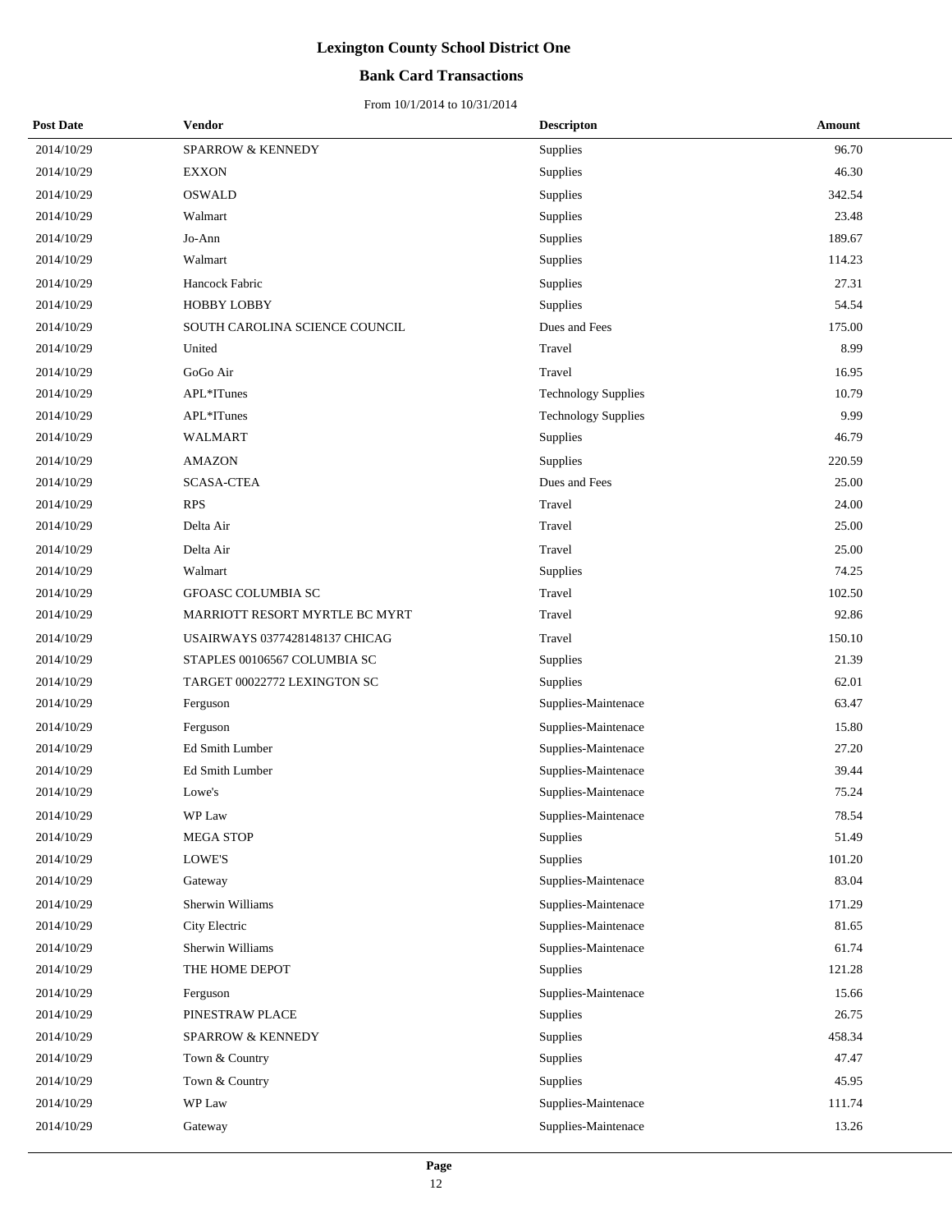# Lexington County School District One

## Bank Card Transactions

From 10/1/2014 to 10/31/2014

| Post Date | Vendor | Descripton | Amount |
|---|---|---|---|
| 2014/10/29 | SPARROW & KENNEDY | Supplies | 96.70 |
| 2014/10/29 | EXXON | Supplies | 46.30 |
| 2014/10/29 | OSWALD | Supplies | 342.54 |
| 2014/10/29 | Walmart | Supplies | 23.48 |
| 2014/10/29 | Jo-Ann | Supplies | 189.67 |
| 2014/10/29 | Walmart | Supplies | 114.23 |
| 2014/10/29 | Hancock Fabric | Supplies | 27.31 |
| 2014/10/29 | HOBBY LOBBY | Supplies | 54.54 |
| 2014/10/29 | SOUTH CAROLINA SCIENCE COUNCIL | Dues and Fees | 175.00 |
| 2014/10/29 | United | Travel | 8.99 |
| 2014/10/29 | GoGo Air | Travel | 16.95 |
| 2014/10/29 | APL*ITunes | Technology Supplies | 10.79 |
| 2014/10/29 | APL*ITunes | Technology Supplies | 9.99 |
| 2014/10/29 | WALMART | Supplies | 46.79 |
| 2014/10/29 | AMAZON | Supplies | 220.59 |
| 2014/10/29 | SCASA-CTEA | Dues and Fees | 25.00 |
| 2014/10/29 | RPS | Travel | 24.00 |
| 2014/10/29 | Delta Air | Travel | 25.00 |
| 2014/10/29 | Delta Air | Travel | 25.00 |
| 2014/10/29 | Walmart | Supplies | 74.25 |
| 2014/10/29 | GFOASC COLUMBIA SC | Travel | 102.50 |
| 2014/10/29 | MARRIOTT RESORT MYRTLE BC MYRT | Travel | 92.86 |
| 2014/10/29 | USAIRWAYS 0377428148137 CHICAG | Travel | 150.10 |
| 2014/10/29 | STAPLES 00106567 COLUMBIA SC | Supplies | 21.39 |
| 2014/10/29 | TARGET 00022772 LEXINGTON SC | Supplies | 62.01 |
| 2014/10/29 | Ferguson | Supplies-Maintenace | 63.47 |
| 2014/10/29 | Ferguson | Supplies-Maintenace | 15.80 |
| 2014/10/29 | Ed Smith Lumber | Supplies-Maintenace | 27.20 |
| 2014/10/29 | Ed Smith Lumber | Supplies-Maintenace | 39.44 |
| 2014/10/29 | Lowe's | Supplies-Maintenace | 75.24 |
| 2014/10/29 | WP Law | Supplies-Maintenace | 78.54 |
| 2014/10/29 | MEGA STOP | Supplies | 51.49 |
| 2014/10/29 | LOWE'S | Supplies | 101.20 |
| 2014/10/29 | Gateway | Supplies-Maintenace | 83.04 |
| 2014/10/29 | Sherwin Williams | Supplies-Maintenace | 171.29 |
| 2014/10/29 | City Electric | Supplies-Maintenace | 81.65 |
| 2014/10/29 | Sherwin Williams | Supplies-Maintenace | 61.74 |
| 2014/10/29 | THE HOME DEPOT | Supplies | 121.28 |
| 2014/10/29 | Ferguson | Supplies-Maintenace | 15.66 |
| 2014/10/29 | PINESTRAW PLACE | Supplies | 26.75 |
| 2014/10/29 | SPARROW & KENNEDY | Supplies | 458.34 |
| 2014/10/29 | Town & Country | Supplies | 47.47 |
| 2014/10/29 | Town & Country | Supplies | 45.95 |
| 2014/10/29 | WP Law | Supplies-Maintenace | 111.74 |
| 2014/10/29 | Gateway | Supplies-Maintenace | 13.26 |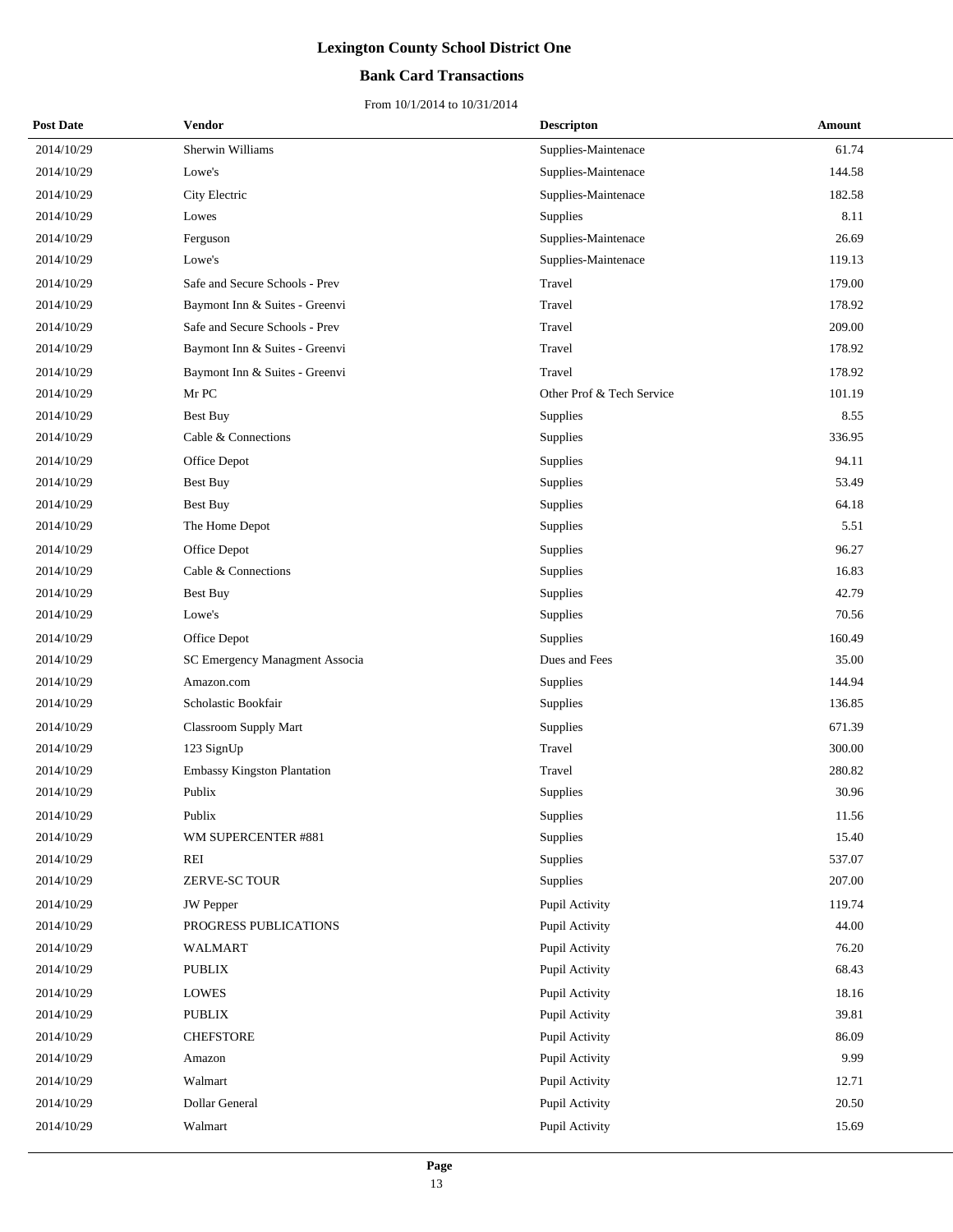# Lexington County School District One

## Bank Card Transactions

From 10/1/2014 to 10/31/2014

| Post Date | Vendor | Descripton | Amount |
|---|---|---|---|
| 2014/10/29 | Sherwin Williams | Supplies-Maintenace | 61.74 |
| 2014/10/29 | Lowe's | Supplies-Maintenace | 144.58 |
| 2014/10/29 | City Electric | Supplies-Maintenace | 182.58 |
| 2014/10/29 | Lowes | Supplies | 8.11 |
| 2014/10/29 | Ferguson | Supplies-Maintenace | 26.69 |
| 2014/10/29 | Lowe's | Supplies-Maintenace | 119.13 |
| 2014/10/29 | Safe and Secure Schools - Prev | Travel | 179.00 |
| 2014/10/29 | Baymont Inn & Suites - Greenvi | Travel | 178.92 |
| 2014/10/29 | Safe and Secure Schools - Prev | Travel | 209.00 |
| 2014/10/29 | Baymont Inn & Suites - Greenvi | Travel | 178.92 |
| 2014/10/29 | Baymont Inn & Suites - Greenvi | Travel | 178.92 |
| 2014/10/29 | Mr PC | Other Prof & Tech Service | 101.19 |
| 2014/10/29 | Best Buy | Supplies | 8.55 |
| 2014/10/29 | Cable & Connections | Supplies | 336.95 |
| 2014/10/29 | Office Depot | Supplies | 94.11 |
| 2014/10/29 | Best Buy | Supplies | 53.49 |
| 2014/10/29 | Best Buy | Supplies | 64.18 |
| 2014/10/29 | The Home Depot | Supplies | 5.51 |
| 2014/10/29 | Office Depot | Supplies | 96.27 |
| 2014/10/29 | Cable & Connections | Supplies | 16.83 |
| 2014/10/29 | Best Buy | Supplies | 42.79 |
| 2014/10/29 | Lowe's | Supplies | 70.56 |
| 2014/10/29 | Office Depot | Supplies | 160.49 |
| 2014/10/29 | SC Emergency Managment Associa | Dues and Fees | 35.00 |
| 2014/10/29 | Amazon.com | Supplies | 144.94 |
| 2014/10/29 | Scholastic Bookfair | Supplies | 136.85 |
| 2014/10/29 | Classroom Supply Mart | Supplies | 671.39 |
| 2014/10/29 | 123 SignUp | Travel | 300.00 |
| 2014/10/29 | Embassy Kingston Plantation | Travel | 280.82 |
| 2014/10/29 | Publix | Supplies | 30.96 |
| 2014/10/29 | Publix | Supplies | 11.56 |
| 2014/10/29 | WM SUPERCENTER #881 | Supplies | 15.40 |
| 2014/10/29 | REI | Supplies | 537.07 |
| 2014/10/29 | ZERVE-SC TOUR | Supplies | 207.00 |
| 2014/10/29 | JW Pepper | Pupil Activity | 119.74 |
| 2014/10/29 | PROGRESS PUBLICATIONS | Pupil Activity | 44.00 |
| 2014/10/29 | WALMART | Pupil Activity | 76.20 |
| 2014/10/29 | PUBLIX | Pupil Activity | 68.43 |
| 2014/10/29 | LOWES | Pupil Activity | 18.16 |
| 2014/10/29 | PUBLIX | Pupil Activity | 39.81 |
| 2014/10/29 | CHEFSTORE | Pupil Activity | 86.09 |
| 2014/10/29 | Amazon | Pupil Activity | 9.99 |
| 2014/10/29 | Walmart | Pupil Activity | 12.71 |
| 2014/10/29 | Dollar General | Pupil Activity | 20.50 |
| 2014/10/29 | Walmart | Pupil Activity | 15.69 |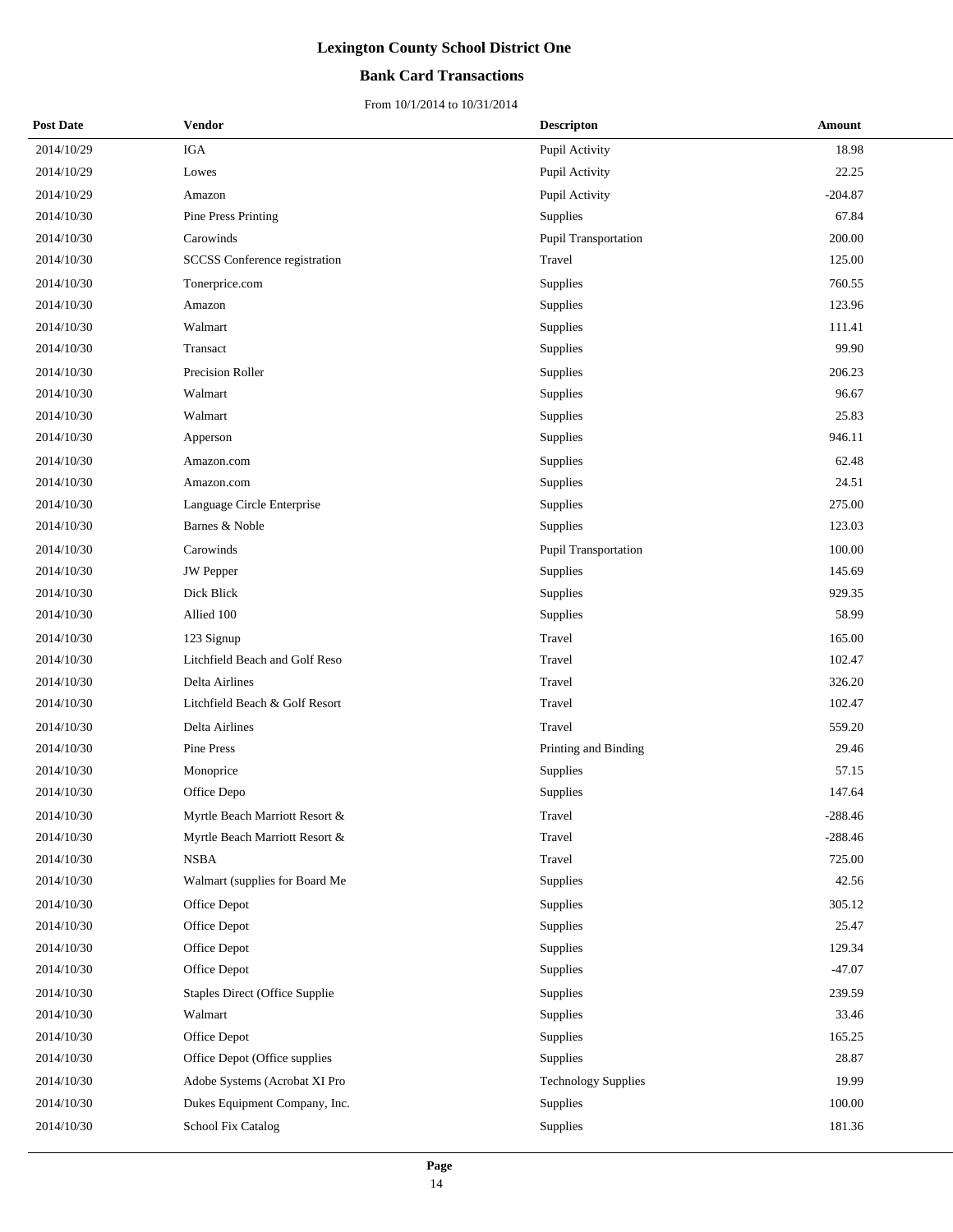# Lexington County School District One

## Bank Card Transactions

From 10/1/2014 to 10/31/2014

| Post Date | Vendor | Descripton | Amount |
|---|---|---|---|
| 2014/10/29 | IGA | Pupil Activity | 18.98 |
| 2014/10/29 | Lowes | Pupil Activity | 22.25 |
| 2014/10/29 | Amazon | Pupil Activity | -204.87 |
| 2014/10/30 | Pine Press Printing | Supplies | 67.84 |
| 2014/10/30 | Carowinds | Pupil Transportation | 200.00 |
| 2014/10/30 | SCCSS Conference registration | Travel | 125.00 |
| 2014/10/30 | Tonerprice.com | Supplies | 760.55 |
| 2014/10/30 | Amazon | Supplies | 123.96 |
| 2014/10/30 | Walmart | Supplies | 111.41 |
| 2014/10/30 | Transact | Supplies | 99.90 |
| 2014/10/30 | Precision Roller | Supplies | 206.23 |
| 2014/10/30 | Walmart | Supplies | 96.67 |
| 2014/10/30 | Walmart | Supplies | 25.83 |
| 2014/10/30 | Apperson | Supplies | 946.11 |
| 2014/10/30 | Amazon.com | Supplies | 62.48 |
| 2014/10/30 | Amazon.com | Supplies | 24.51 |
| 2014/10/30 | Language Circle Enterprise | Supplies | 275.00 |
| 2014/10/30 | Barnes & Noble | Supplies | 123.03 |
| 2014/10/30 | Carowinds | Pupil Transportation | 100.00 |
| 2014/10/30 | JW Pepper | Supplies | 145.69 |
| 2014/10/30 | Dick Blick | Supplies | 929.35 |
| 2014/10/30 | Allied 100 | Supplies | 58.99 |
| 2014/10/30 | 123 Signup | Travel | 165.00 |
| 2014/10/30 | Litchfield Beach and Golf Reso | Travel | 102.47 |
| 2014/10/30 | Delta Airlines | Travel | 326.20 |
| 2014/10/30 | Litchfield Beach & Golf Resort | Travel | 102.47 |
| 2014/10/30 | Delta Airlines | Travel | 559.20 |
| 2014/10/30 | Pine Press | Printing and Binding | 29.46 |
| 2014/10/30 | Monoprice | Supplies | 57.15 |
| 2014/10/30 | Office Depo | Supplies | 147.64 |
| 2014/10/30 | Myrtle Beach Marriott Resort & | Travel | -288.46 |
| 2014/10/30 | Myrtle Beach Marriott Resort & | Travel | -288.46 |
| 2014/10/30 | NSBA | Travel | 725.00 |
| 2014/10/30 | Walmart (supplies for Board Me | Supplies | 42.56 |
| 2014/10/30 | Office Depot | Supplies | 305.12 |
| 2014/10/30 | Office Depot | Supplies | 25.47 |
| 2014/10/30 | Office Depot | Supplies | 129.34 |
| 2014/10/30 | Office Depot | Supplies | -47.07 |
| 2014/10/30 | Staples Direct (Office Supplie | Supplies | 239.59 |
| 2014/10/30 | Walmart | Supplies | 33.46 |
| 2014/10/30 | Office Depot | Supplies | 165.25 |
| 2014/10/30 | Office Depot (Office supplies | Supplies | 28.87 |
| 2014/10/30 | Adobe Systems (Acrobat XI Pro | Technology Supplies | 19.99 |
| 2014/10/30 | Dukes Equipment Company, Inc. | Supplies | 100.00 |
| 2014/10/30 | School Fix Catalog | Supplies | 181.36 |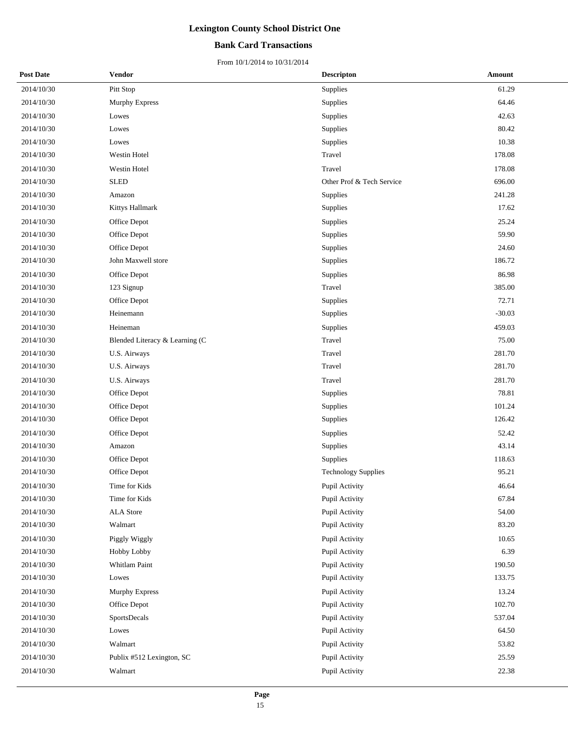# Lexington County School District One

## Bank Card Transactions

From 10/1/2014 to 10/31/2014

| Post Date | Vendor | Descripton | Amount |
|---|---|---|---|
| 2014/10/30 | Pitt Stop | Supplies | 61.29 |
| 2014/10/30 | Murphy Express | Supplies | 64.46 |
| 2014/10/30 | Lowes | Supplies | 42.63 |
| 2014/10/30 | Lowes | Supplies | 80.42 |
| 2014/10/30 | Lowes | Supplies | 10.38 |
| 2014/10/30 | Westin Hotel | Travel | 178.08 |
| 2014/10/30 | Westin Hotel | Travel | 178.08 |
| 2014/10/30 | SLED | Other Prof & Tech Service | 696.00 |
| 2014/10/30 | Amazon | Supplies | 241.28 |
| 2014/10/30 | Kittys Hallmark | Supplies | 17.62 |
| 2014/10/30 | Office Depot | Supplies | 25.24 |
| 2014/10/30 | Office Depot | Supplies | 59.90 |
| 2014/10/30 | Office Depot | Supplies | 24.60 |
| 2014/10/30 | John Maxwell store | Supplies | 186.72 |
| 2014/10/30 | Office Depot | Supplies | 86.98 |
| 2014/10/30 | 123 Signup | Travel | 385.00 |
| 2014/10/30 | Office Depot | Supplies | 72.71 |
| 2014/10/30 | Heinemann | Supplies | -30.03 |
| 2014/10/30 | Heineman | Supplies | 459.03 |
| 2014/10/30 | Blended Literacy & Learning (C | Travel | 75.00 |
| 2014/10/30 | U.S. Airways | Travel | 281.70 |
| 2014/10/30 | U.S. Airways | Travel | 281.70 |
| 2014/10/30 | U.S. Airways | Travel | 281.70 |
| 2014/10/30 | Office Depot | Supplies | 78.81 |
| 2014/10/30 | Office Depot | Supplies | 101.24 |
| 2014/10/30 | Office Depot | Supplies | 126.42 |
| 2014/10/30 | Office Depot | Supplies | 52.42 |
| 2014/10/30 | Amazon | Supplies | 43.14 |
| 2014/10/30 | Office Depot | Supplies | 118.63 |
| 2014/10/30 | Office Depot | Technology Supplies | 95.21 |
| 2014/10/30 | Time for Kids | Pupil Activity | 46.64 |
| 2014/10/30 | Time for Kids | Pupil Activity | 67.84 |
| 2014/10/30 | ALA Store | Pupil Activity | 54.00 |
| 2014/10/30 | Walmart | Pupil Activity | 83.20 |
| 2014/10/30 | Piggly Wiggly | Pupil Activity | 10.65 |
| 2014/10/30 | Hobby Lobby | Pupil Activity | 6.39 |
| 2014/10/30 | Whitlam Paint | Pupil Activity | 190.50 |
| 2014/10/30 | Lowes | Pupil Activity | 133.75 |
| 2014/10/30 | Murphy Express | Pupil Activity | 13.24 |
| 2014/10/30 | Office Depot | Pupil Activity | 102.70 |
| 2014/10/30 | SportsDecals | Pupil Activity | 537.04 |
| 2014/10/30 | Lowes | Pupil Activity | 64.50 |
| 2014/10/30 | Walmart | Pupil Activity | 53.82 |
| 2014/10/30 | Publix #512 Lexington, SC | Pupil Activity | 25.59 |
| 2014/10/30 | Walmart | Pupil Activity | 22.38 |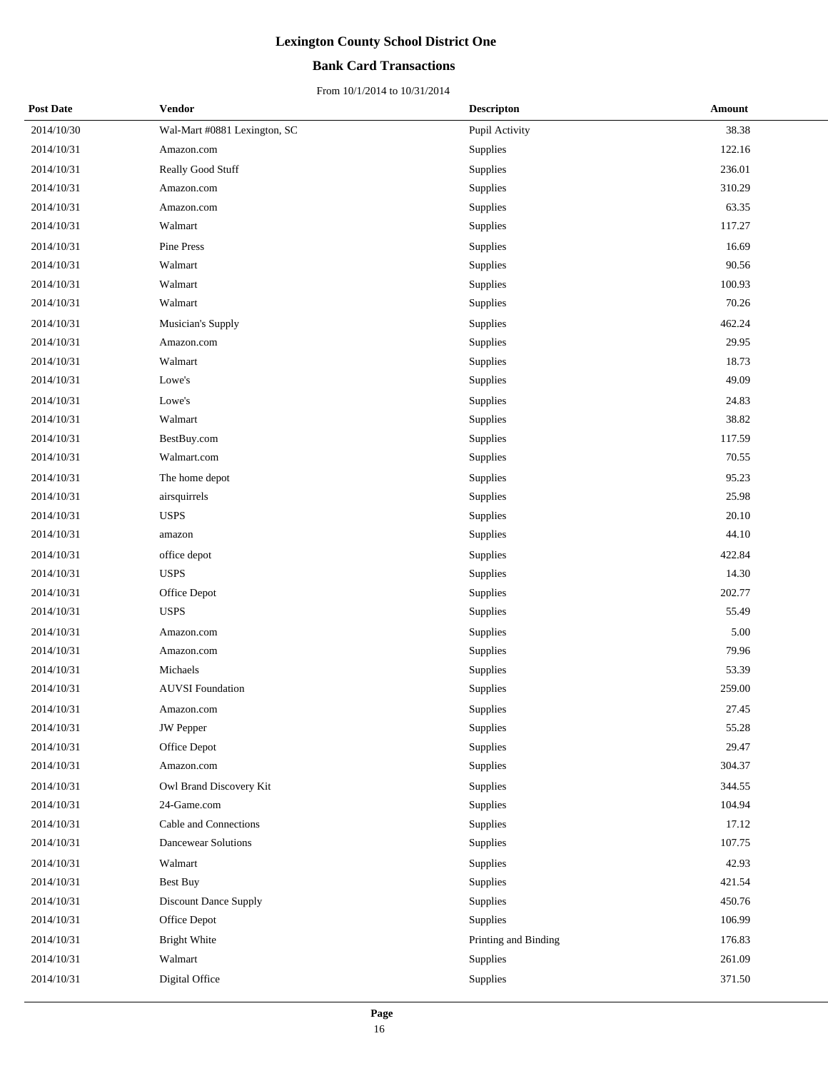# Lexington County School District One

## Bank Card Transactions

From 10/1/2014 to 10/31/2014

| Post Date | Vendor | Descripton | Amount |
|---|---|---|---|
| 2014/10/30 | Wal-Mart #0881 Lexington, SC | Pupil Activity | 38.38 |
| 2014/10/31 | Amazon.com | Supplies | 122.16 |
| 2014/10/31 | Really Good Stuff | Supplies | 236.01 |
| 2014/10/31 | Amazon.com | Supplies | 310.29 |
| 2014/10/31 | Amazon.com | Supplies | 63.35 |
| 2014/10/31 | Walmart | Supplies | 117.27 |
| 2014/10/31 | Pine Press | Supplies | 16.69 |
| 2014/10/31 | Walmart | Supplies | 90.56 |
| 2014/10/31 | Walmart | Supplies | 100.93 |
| 2014/10/31 | Walmart | Supplies | 70.26 |
| 2014/10/31 | Musician's Supply | Supplies | 462.24 |
| 2014/10/31 | Amazon.com | Supplies | 29.95 |
| 2014/10/31 | Walmart | Supplies | 18.73 |
| 2014/10/31 | Lowe's | Supplies | 49.09 |
| 2014/10/31 | Lowe's | Supplies | 24.83 |
| 2014/10/31 | Walmart | Supplies | 38.82 |
| 2014/10/31 | BestBuy.com | Supplies | 117.59 |
| 2014/10/31 | Walmart.com | Supplies | 70.55 |
| 2014/10/31 | The home depot | Supplies | 95.23 |
| 2014/10/31 | airsquirrels | Supplies | 25.98 |
| 2014/10/31 | USPS | Supplies | 20.10 |
| 2014/10/31 | amazon | Supplies | 44.10 |
| 2014/10/31 | office depot | Supplies | 422.84 |
| 2014/10/31 | USPS | Supplies | 14.30 |
| 2014/10/31 | Office Depot | Supplies | 202.77 |
| 2014/10/31 | USPS | Supplies | 55.49 |
| 2014/10/31 | Amazon.com | Supplies | 5.00 |
| 2014/10/31 | Amazon.com | Supplies | 79.96 |
| 2014/10/31 | Michaels | Supplies | 53.39 |
| 2014/10/31 | AUVSI Foundation | Supplies | 259.00 |
| 2014/10/31 | Amazon.com | Supplies | 27.45 |
| 2014/10/31 | JW Pepper | Supplies | 55.28 |
| 2014/10/31 | Office Depot | Supplies | 29.47 |
| 2014/10/31 | Amazon.com | Supplies | 304.37 |
| 2014/10/31 | Owl Brand Discovery Kit | Supplies | 344.55 |
| 2014/10/31 | 24-Game.com | Supplies | 104.94 |
| 2014/10/31 | Cable and Connections | Supplies | 17.12 |
| 2014/10/31 | Dancewear Solutions | Supplies | 107.75 |
| 2014/10/31 | Walmart | Supplies | 42.93 |
| 2014/10/31 | Best Buy | Supplies | 421.54 |
| 2014/10/31 | Discount Dance Supply | Supplies | 450.76 |
| 2014/10/31 | Office Depot | Supplies | 106.99 |
| 2014/10/31 | Bright White | Printing and Binding | 176.83 |
| 2014/10/31 | Walmart | Supplies | 261.09 |
| 2014/10/31 | Digital Office | Supplies | 371.50 |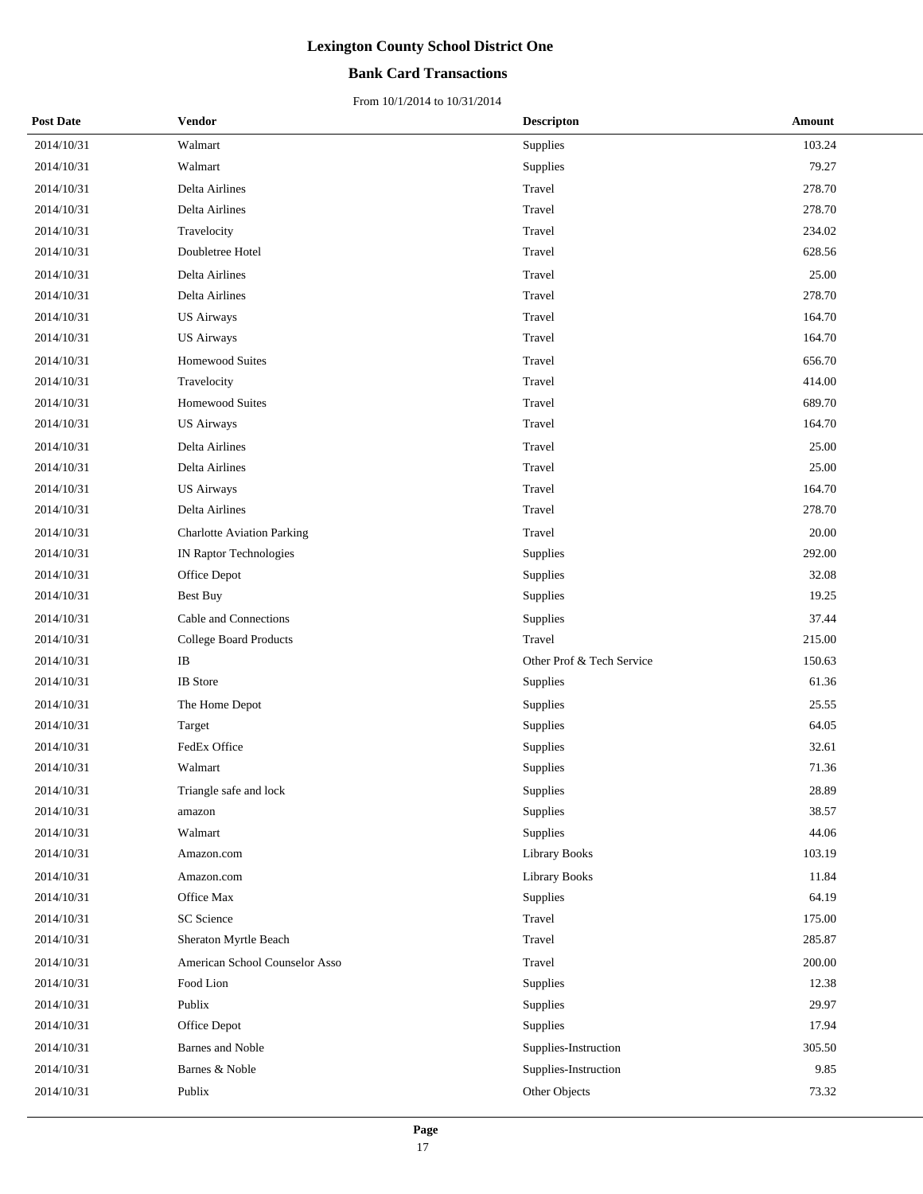# Lexington County School District One

## Bank Card Transactions

From 10/1/2014 to 10/31/2014

| Post Date | Vendor | Descripton | Amount |
|---|---|---|---|
| 2014/10/31 | Walmart | Supplies | 103.24 |
| 2014/10/31 | Walmart | Supplies | 79.27 |
| 2014/10/31 | Delta Airlines | Travel | 278.70 |
| 2014/10/31 | Delta Airlines | Travel | 278.70 |
| 2014/10/31 | Travelocity | Travel | 234.02 |
| 2014/10/31 | Doubletree Hotel | Travel | 628.56 |
| 2014/10/31 | Delta Airlines | Travel | 25.00 |
| 2014/10/31 | Delta Airlines | Travel | 278.70 |
| 2014/10/31 | US Airways | Travel | 164.70 |
| 2014/10/31 | US Airways | Travel | 164.70 |
| 2014/10/31 | Homewood Suites | Travel | 656.70 |
| 2014/10/31 | Travelocity | Travel | 414.00 |
| 2014/10/31 | Homewood Suites | Travel | 689.70 |
| 2014/10/31 | US Airways | Travel | 164.70 |
| 2014/10/31 | Delta Airlines | Travel | 25.00 |
| 2014/10/31 | Delta Airlines | Travel | 25.00 |
| 2014/10/31 | US Airways | Travel | 164.70 |
| 2014/10/31 | Delta Airlines | Travel | 278.70 |
| 2014/10/31 | Charlotte Aviation Parking | Travel | 20.00 |
| 2014/10/31 | IN Raptor Technologies | Supplies | 292.00 |
| 2014/10/31 | Office Depot | Supplies | 32.08 |
| 2014/10/31 | Best Buy | Supplies | 19.25 |
| 2014/10/31 | Cable and Connections | Supplies | 37.44 |
| 2014/10/31 | College Board Products | Travel | 215.00 |
| 2014/10/31 | IB | Other Prof & Tech Service | 150.63 |
| 2014/10/31 | IB Store | Supplies | 61.36 |
| 2014/10/31 | The Home Depot | Supplies | 25.55 |
| 2014/10/31 | Target | Supplies | 64.05 |
| 2014/10/31 | FedEx Office | Supplies | 32.61 |
| 2014/10/31 | Walmart | Supplies | 71.36 |
| 2014/10/31 | Triangle safe and lock | Supplies | 28.89 |
| 2014/10/31 | amazon | Supplies | 38.57 |
| 2014/10/31 | Walmart | Supplies | 44.06 |
| 2014/10/31 | Amazon.com | Library Books | 103.19 |
| 2014/10/31 | Amazon.com | Library Books | 11.84 |
| 2014/10/31 | Office Max | Supplies | 64.19 |
| 2014/10/31 | SC Science | Travel | 175.00 |
| 2014/10/31 | Sheraton Myrtle Beach | Travel | 285.87 |
| 2014/10/31 | American School Counselor Asso | Travel | 200.00 |
| 2014/10/31 | Food Lion | Supplies | 12.38 |
| 2014/10/31 | Publix | Supplies | 29.97 |
| 2014/10/31 | Office Depot | Supplies | 17.94 |
| 2014/10/31 | Barnes and Noble | Supplies-Instruction | 305.50 |
| 2014/10/31 | Barnes & Noble | Supplies-Instruction | 9.85 |
| 2014/10/31 | Publix | Other Objects | 73.32 |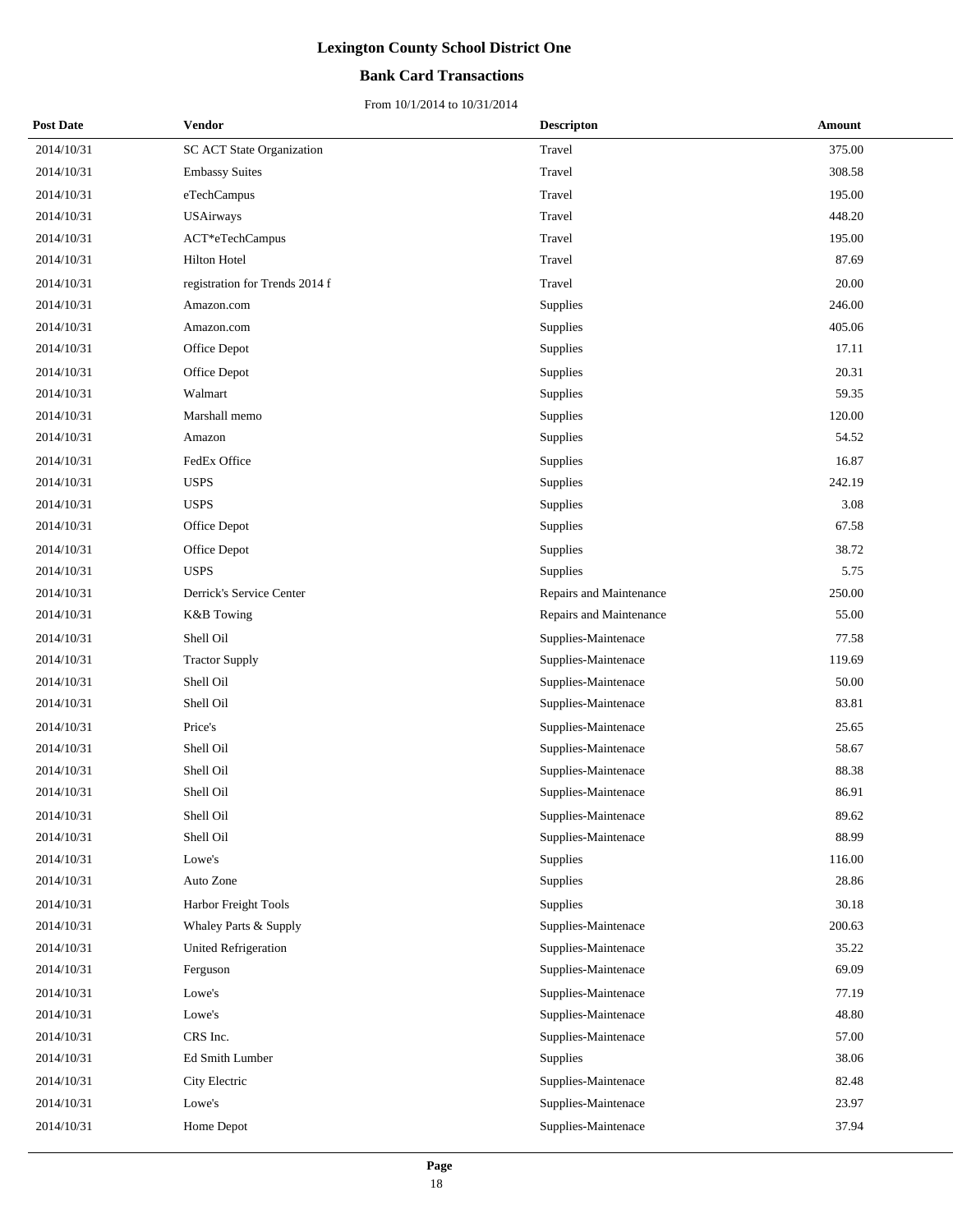# Lexington County School District One

## Bank Card Transactions

From 10/1/2014 to 10/31/2014

| Post Date | Vendor | Descripton | Amount |
|---|---|---|---|
| 2014/10/31 | SC ACT State Organization | Travel | 375.00 |
| 2014/10/31 | Embassy Suites | Travel | 308.58 |
| 2014/10/31 | eTechCampus | Travel | 195.00 |
| 2014/10/31 | USAirways | Travel | 448.20 |
| 2014/10/31 | ACT*eTechCampus | Travel | 195.00 |
| 2014/10/31 | Hilton Hotel | Travel | 87.69 |
| 2014/10/31 | registration for Trends 2014 f | Travel | 20.00 |
| 2014/10/31 | Amazon.com | Supplies | 246.00 |
| 2014/10/31 | Amazon.com | Supplies | 405.06 |
| 2014/10/31 | Office Depot | Supplies | 17.11 |
| 2014/10/31 | Office Depot | Supplies | 20.31 |
| 2014/10/31 | Walmart | Supplies | 59.35 |
| 2014/10/31 | Marshall memo | Supplies | 120.00 |
| 2014/10/31 | Amazon | Supplies | 54.52 |
| 2014/10/31 | FedEx Office | Supplies | 16.87 |
| 2014/10/31 | USPS | Supplies | 242.19 |
| 2014/10/31 | USPS | Supplies | 3.08 |
| 2014/10/31 | Office Depot | Supplies | 67.58 |
| 2014/10/31 | Office Depot | Supplies | 38.72 |
| 2014/10/31 | USPS | Supplies | 5.75 |
| 2014/10/31 | Derrick's Service Center | Repairs and Maintenance | 250.00 |
| 2014/10/31 | K&B Towing | Repairs and Maintenance | 55.00 |
| 2014/10/31 | Shell Oil | Supplies-Maintenace | 77.58 |
| 2014/10/31 | Tractor Supply | Supplies-Maintenace | 119.69 |
| 2014/10/31 | Shell Oil | Supplies-Maintenace | 50.00 |
| 2014/10/31 | Shell Oil | Supplies-Maintenace | 83.81 |
| 2014/10/31 | Price's | Supplies-Maintenace | 25.65 |
| 2014/10/31 | Shell Oil | Supplies-Maintenace | 58.67 |
| 2014/10/31 | Shell Oil | Supplies-Maintenace | 88.38 |
| 2014/10/31 | Shell Oil | Supplies-Maintenace | 86.91 |
| 2014/10/31 | Shell Oil | Supplies-Maintenace | 89.62 |
| 2014/10/31 | Shell Oil | Supplies-Maintenace | 88.99 |
| 2014/10/31 | Lowe's | Supplies | 116.00 |
| 2014/10/31 | Auto Zone | Supplies | 28.86 |
| 2014/10/31 | Harbor Freight Tools | Supplies | 30.18 |
| 2014/10/31 | Whaley Parts & Supply | Supplies-Maintenace | 200.63 |
| 2014/10/31 | United Refrigeration | Supplies-Maintenace | 35.22 |
| 2014/10/31 | Ferguson | Supplies-Maintenace | 69.09 |
| 2014/10/31 | Lowe's | Supplies-Maintenace | 77.19 |
| 2014/10/31 | Lowe's | Supplies-Maintenace | 48.80 |
| 2014/10/31 | CRS Inc. | Supplies-Maintenace | 57.00 |
| 2014/10/31 | Ed Smith Lumber | Supplies | 38.06 |
| 2014/10/31 | City Electric | Supplies-Maintenace | 82.48 |
| 2014/10/31 | Lowe's | Supplies-Maintenace | 23.97 |
| 2014/10/31 | Home Depot | Supplies-Maintenace | 37.94 |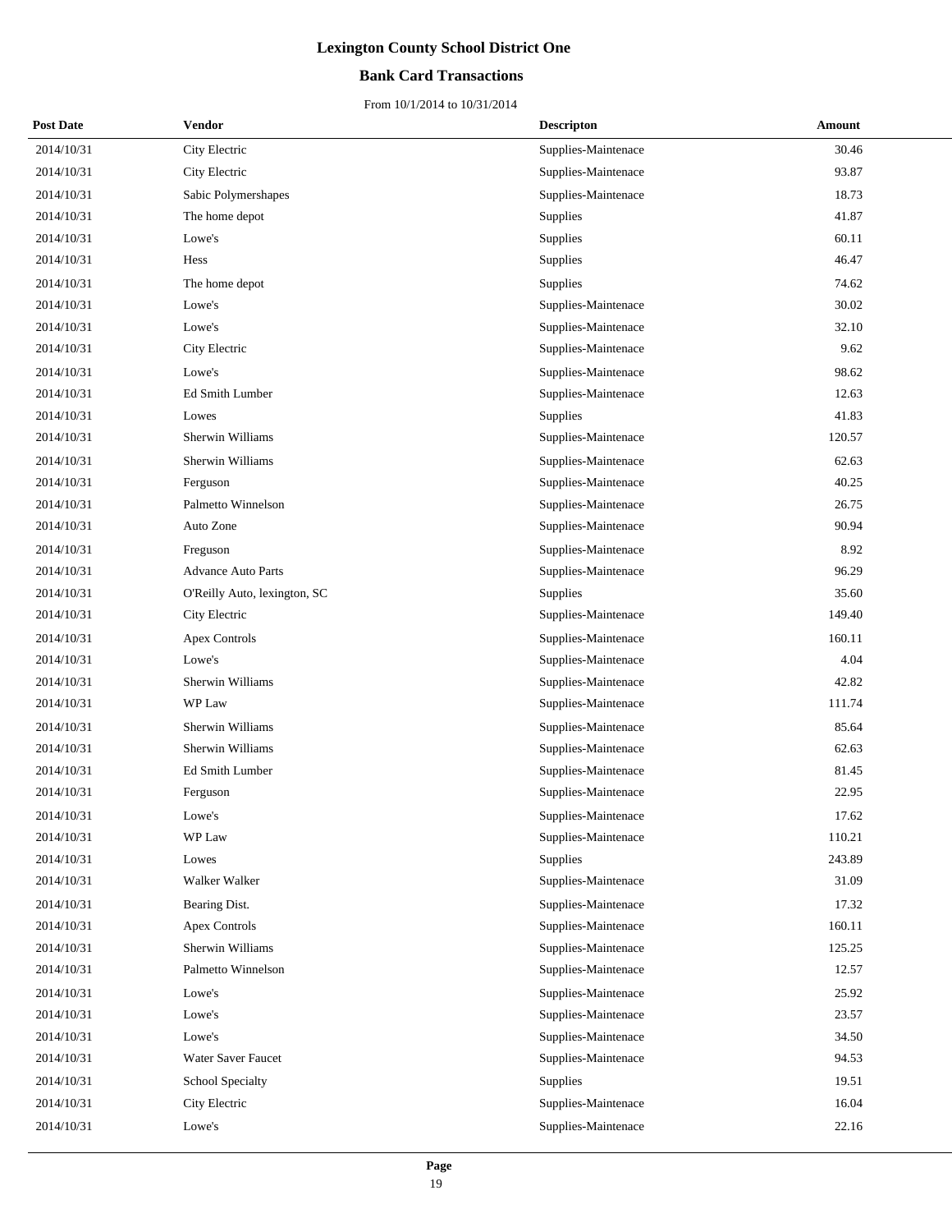# Lexington County School District One

## Bank Card Transactions

From 10/1/2014 to 10/31/2014

| Post Date | Vendor | Descripton | Amount |
|---|---|---|---|
| 2014/10/31 | City Electric | Supplies-Maintenace | 30.46 |
| 2014/10/31 | City Electric | Supplies-Maintenace | 93.87 |
| 2014/10/31 | Sabic Polymershapes | Supplies-Maintenace | 18.73 |
| 2014/10/31 | The home depot | Supplies | 41.87 |
| 2014/10/31 | Lowe's | Supplies | 60.11 |
| 2014/10/31 | Hess | Supplies | 46.47 |
| 2014/10/31 | The home depot | Supplies | 74.62 |
| 2014/10/31 | Lowe's | Supplies-Maintenace | 30.02 |
| 2014/10/31 | Lowe's | Supplies-Maintenace | 32.10 |
| 2014/10/31 | City Electric | Supplies-Maintenace | 9.62 |
| 2014/10/31 | Lowe's | Supplies-Maintenace | 98.62 |
| 2014/10/31 | Ed Smith Lumber | Supplies-Maintenace | 12.63 |
| 2014/10/31 | Lowes | Supplies | 41.83 |
| 2014/10/31 | Sherwin Williams | Supplies-Maintenace | 120.57 |
| 2014/10/31 | Sherwin Williams | Supplies-Maintenace | 62.63 |
| 2014/10/31 | Ferguson | Supplies-Maintenace | 40.25 |
| 2014/10/31 | Palmetto Winnelson | Supplies-Maintenace | 26.75 |
| 2014/10/31 | Auto Zone | Supplies-Maintenace | 90.94 |
| 2014/10/31 | Freguson | Supplies-Maintenace | 8.92 |
| 2014/10/31 | Advance Auto Parts | Supplies-Maintenace | 96.29 |
| 2014/10/31 | O'Reilly Auto, lexington, SC | Supplies | 35.60 |
| 2014/10/31 | City Electric | Supplies-Maintenace | 149.40 |
| 2014/10/31 | Apex Controls | Supplies-Maintenace | 160.11 |
| 2014/10/31 | Lowe's | Supplies-Maintenace | 4.04 |
| 2014/10/31 | Sherwin Williams | Supplies-Maintenace | 42.82 |
| 2014/10/31 | WP Law | Supplies-Maintenace | 111.74 |
| 2014/10/31 | Sherwin Williams | Supplies-Maintenace | 85.64 |
| 2014/10/31 | Sherwin Williams | Supplies-Maintenace | 62.63 |
| 2014/10/31 | Ed Smith Lumber | Supplies-Maintenace | 81.45 |
| 2014/10/31 | Ferguson | Supplies-Maintenace | 22.95 |
| 2014/10/31 | Lowe's | Supplies-Maintenace | 17.62 |
| 2014/10/31 | WP Law | Supplies-Maintenace | 110.21 |
| 2014/10/31 | Lowes | Supplies | 243.89 |
| 2014/10/31 | Walker Walker | Supplies-Maintenace | 31.09 |
| 2014/10/31 | Bearing Dist. | Supplies-Maintenace | 17.32 |
| 2014/10/31 | Apex Controls | Supplies-Maintenace | 160.11 |
| 2014/10/31 | Sherwin Williams | Supplies-Maintenace | 125.25 |
| 2014/10/31 | Palmetto Winnelson | Supplies-Maintenace | 12.57 |
| 2014/10/31 | Lowe's | Supplies-Maintenace | 25.92 |
| 2014/10/31 | Lowe's | Supplies-Maintenace | 23.57 |
| 2014/10/31 | Lowe's | Supplies-Maintenace | 34.50 |
| 2014/10/31 | Water Saver Faucet | Supplies-Maintenace | 94.53 |
| 2014/10/31 | School Specialty | Supplies | 19.51 |
| 2014/10/31 | City Electric | Supplies-Maintenace | 16.04 |
| 2014/10/31 | Lowe's | Supplies-Maintenace | 22.16 |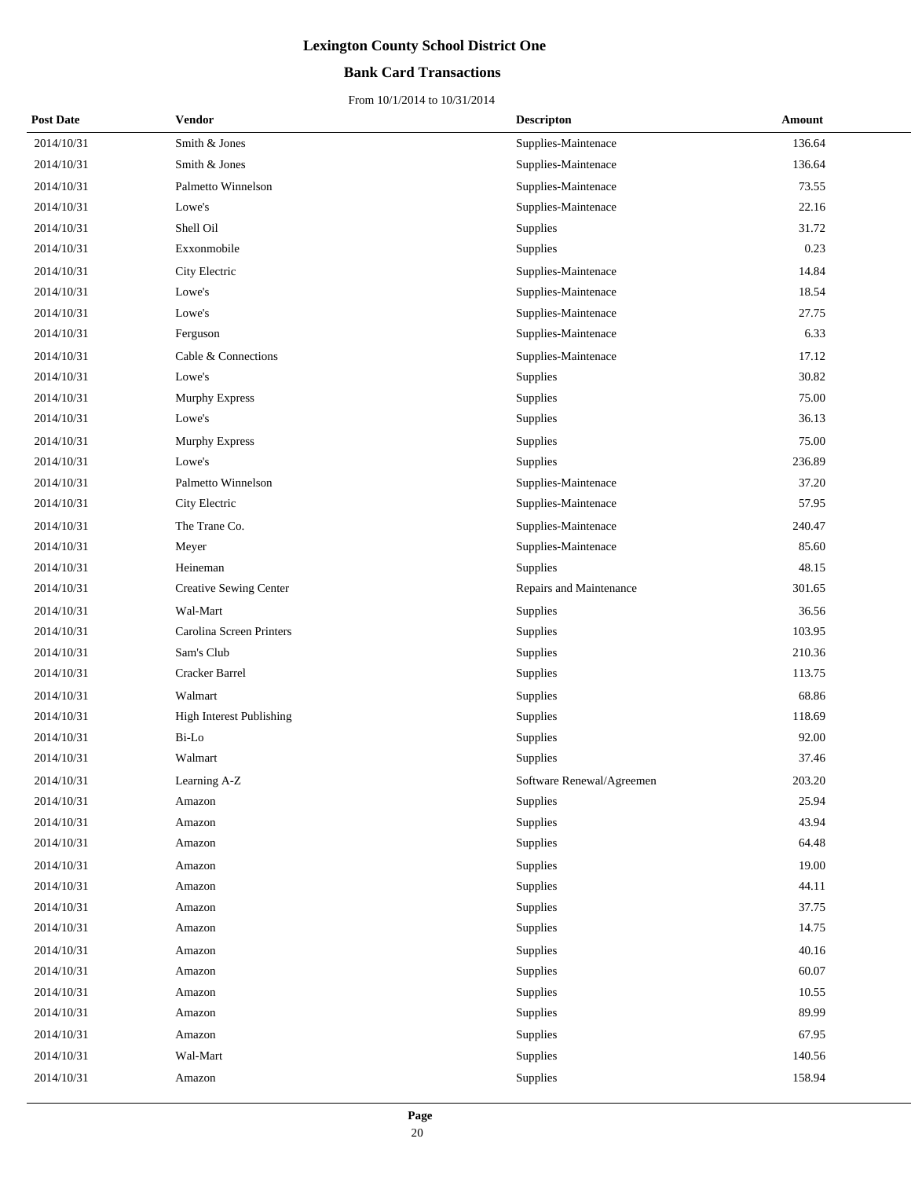# Lexington County School District One

## Bank Card Transactions

From 10/1/2014 to 10/31/2014

| Post Date | Vendor | Descripton | Amount |
|---|---|---|---|
| 2014/10/31 | Smith & Jones | Supplies-Maintenace | 136.64 |
| 2014/10/31 | Smith & Jones | Supplies-Maintenace | 136.64 |
| 2014/10/31 | Palmetto Winnelson | Supplies-Maintenace | 73.55 |
| 2014/10/31 | Lowe's | Supplies-Maintenace | 22.16 |
| 2014/10/31 | Shell Oil | Supplies | 31.72 |
| 2014/10/31 | Exxonmobile | Supplies | 0.23 |
| 2014/10/31 | City Electric | Supplies-Maintenace | 14.84 |
| 2014/10/31 | Lowe's | Supplies-Maintenace | 18.54 |
| 2014/10/31 | Lowe's | Supplies-Maintenace | 27.75 |
| 2014/10/31 | Ferguson | Supplies-Maintenace | 6.33 |
| 2014/10/31 | Cable & Connections | Supplies-Maintenace | 17.12 |
| 2014/10/31 | Lowe's | Supplies | 30.82 |
| 2014/10/31 | Murphy Express | Supplies | 75.00 |
| 2014/10/31 | Lowe's | Supplies | 36.13 |
| 2014/10/31 | Murphy Express | Supplies | 75.00 |
| 2014/10/31 | Lowe's | Supplies | 236.89 |
| 2014/10/31 | Palmetto Winnelson | Supplies-Maintenace | 37.20 |
| 2014/10/31 | City Electric | Supplies-Maintenace | 57.95 |
| 2014/10/31 | The Trane Co. | Supplies-Maintenace | 240.47 |
| 2014/10/31 | Meyer | Supplies-Maintenace | 85.60 |
| 2014/10/31 | Heineman | Supplies | 48.15 |
| 2014/10/31 | Creative Sewing Center | Repairs and Maintenance | 301.65 |
| 2014/10/31 | Wal-Mart | Supplies | 36.56 |
| 2014/10/31 | Carolina Screen Printers | Supplies | 103.95 |
| 2014/10/31 | Sam's Club | Supplies | 210.36 |
| 2014/10/31 | Cracker Barrel | Supplies | 113.75 |
| 2014/10/31 | Walmart | Supplies | 68.86 |
| 2014/10/31 | High Interest Publishing | Supplies | 118.69 |
| 2014/10/31 | Bi-Lo | Supplies | 92.00 |
| 2014/10/31 | Walmart | Supplies | 37.46 |
| 2014/10/31 | Learning A-Z | Software Renewal/Agreemen | 203.20 |
| 2014/10/31 | Amazon | Supplies | 25.94 |
| 2014/10/31 | Amazon | Supplies | 43.94 |
| 2014/10/31 | Amazon | Supplies | 64.48 |
| 2014/10/31 | Amazon | Supplies | 19.00 |
| 2014/10/31 | Amazon | Supplies | 44.11 |
| 2014/10/31 | Amazon | Supplies | 37.75 |
| 2014/10/31 | Amazon | Supplies | 14.75 |
| 2014/10/31 | Amazon | Supplies | 40.16 |
| 2014/10/31 | Amazon | Supplies | 60.07 |
| 2014/10/31 | Amazon | Supplies | 10.55 |
| 2014/10/31 | Amazon | Supplies | 89.99 |
| 2014/10/31 | Amazon | Supplies | 67.95 |
| 2014/10/31 | Wal-Mart | Supplies | 140.56 |
| 2014/10/31 | Amazon | Supplies | 158.94 |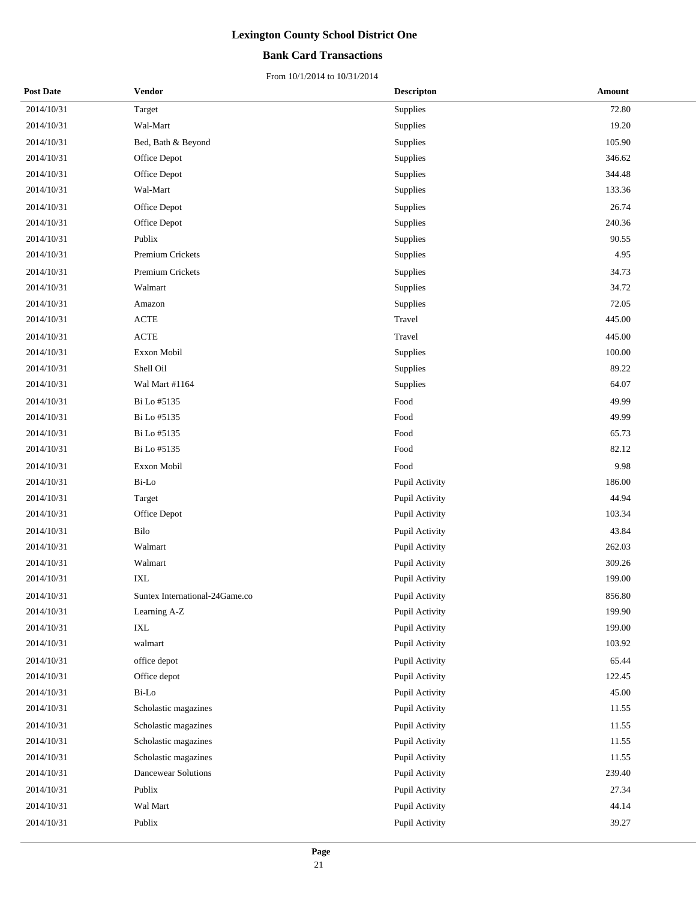# Lexington County School District One

## Bank Card Transactions

From 10/1/2014 to 10/31/2014

| Post Date | Vendor | Descripton | Amount |
|---|---|---|---|
| 2014/10/31 | Target | Supplies | 72.80 |
| 2014/10/31 | Wal-Mart | Supplies | 19.20 |
| 2014/10/31 | Bed, Bath & Beyond | Supplies | 105.90 |
| 2014/10/31 | Office Depot | Supplies | 346.62 |
| 2014/10/31 | Office Depot | Supplies | 344.48 |
| 2014/10/31 | Wal-Mart | Supplies | 133.36 |
| 2014/10/31 | Office Depot | Supplies | 26.74 |
| 2014/10/31 | Office Depot | Supplies | 240.36 |
| 2014/10/31 | Publix | Supplies | 90.55 |
| 2014/10/31 | Premium Crickets | Supplies | 4.95 |
| 2014/10/31 | Premium Crickets | Supplies | 34.73 |
| 2014/10/31 | Walmart | Supplies | 34.72 |
| 2014/10/31 | Amazon | Supplies | 72.05 |
| 2014/10/31 | ACTE | Travel | 445.00 |
| 2014/10/31 | ACTE | Travel | 445.00 |
| 2014/10/31 | Exxon Mobil | Supplies | 100.00 |
| 2014/10/31 | Shell Oil | Supplies | 89.22 |
| 2014/10/31 | Wal Mart #1164 | Supplies | 64.07 |
| 2014/10/31 | Bi Lo #5135 | Food | 49.99 |
| 2014/10/31 | Bi Lo #5135 | Food | 49.99 |
| 2014/10/31 | Bi Lo #5135 | Food | 65.73 |
| 2014/10/31 | Bi Lo #5135 | Food | 82.12 |
| 2014/10/31 | Exxon Mobil | Food | 9.98 |
| 2014/10/31 | Bi-Lo | Pupil Activity | 186.00 |
| 2014/10/31 | Target | Pupil Activity | 44.94 |
| 2014/10/31 | Office Depot | Pupil Activity | 103.34 |
| 2014/10/31 | Bilo | Pupil Activity | 43.84 |
| 2014/10/31 | Walmart | Pupil Activity | 262.03 |
| 2014/10/31 | Walmart | Pupil Activity | 309.26 |
| 2014/10/31 | IXL | Pupil Activity | 199.00 |
| 2014/10/31 | Suntex International-24Game.co | Pupil Activity | 856.80 |
| 2014/10/31 | Learning A-Z | Pupil Activity | 199.90 |
| 2014/10/31 | IXL | Pupil Activity | 199.00 |
| 2014/10/31 | walmart | Pupil Activity | 103.92 |
| 2014/10/31 | office depot | Pupil Activity | 65.44 |
| 2014/10/31 | Office depot | Pupil Activity | 122.45 |
| 2014/10/31 | Bi-Lo | Pupil Activity | 45.00 |
| 2014/10/31 | Scholastic magazines | Pupil Activity | 11.55 |
| 2014/10/31 | Scholastic magazines | Pupil Activity | 11.55 |
| 2014/10/31 | Scholastic magazines | Pupil Activity | 11.55 |
| 2014/10/31 | Scholastic magazines | Pupil Activity | 11.55 |
| 2014/10/31 | Dancewear Solutions | Pupil Activity | 239.40 |
| 2014/10/31 | Publix | Pupil Activity | 27.34 |
| 2014/10/31 | Wal Mart | Pupil Activity | 44.14 |
| 2014/10/31 | Publix | Pupil Activity | 39.27 |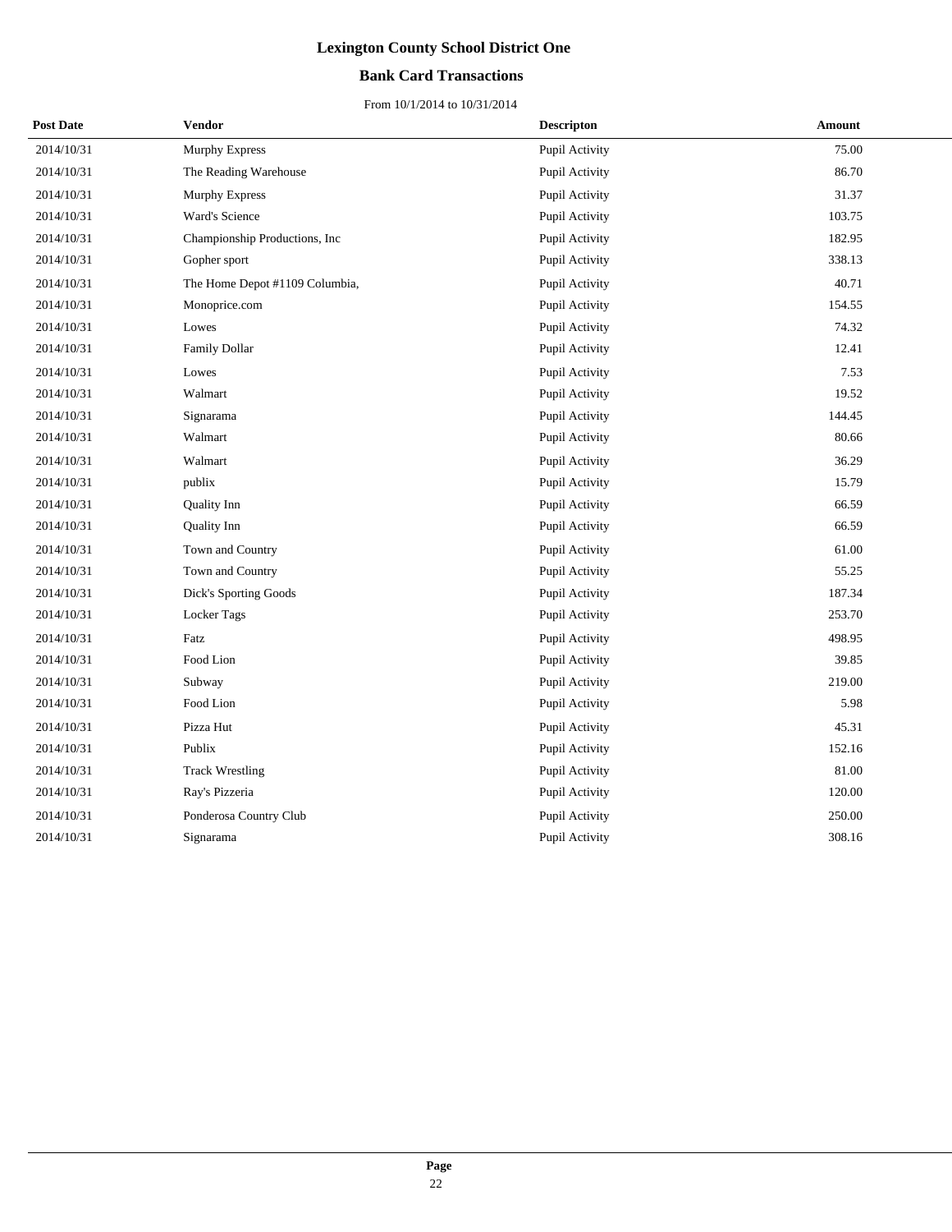# Lexington County School District One

## Bank Card Transactions

From 10/1/2014 to 10/31/2014

| Post Date | Vendor | Descripton | Amount |
|---|---|---|---|
| 2014/10/31 | Murphy Express | Pupil Activity | 75.00 |
| 2014/10/31 | The Reading Warehouse | Pupil Activity | 86.70 |
| 2014/10/31 | Murphy Express | Pupil Activity | 31.37 |
| 2014/10/31 | Ward's Science | Pupil Activity | 103.75 |
| 2014/10/31 | Championship Productions, Inc | Pupil Activity | 182.95 |
| 2014/10/31 | Gopher sport | Pupil Activity | 338.13 |
| 2014/10/31 | The Home Depot #1109 Columbia, | Pupil Activity | 40.71 |
| 2014/10/31 | Monoprice.com | Pupil Activity | 154.55 |
| 2014/10/31 | Lowes | Pupil Activity | 74.32 |
| 2014/10/31 | Family Dollar | Pupil Activity | 12.41 |
| 2014/10/31 | Lowes | Pupil Activity | 7.53 |
| 2014/10/31 | Walmart | Pupil Activity | 19.52 |
| 2014/10/31 | Signarama | Pupil Activity | 144.45 |
| 2014/10/31 | Walmart | Pupil Activity | 80.66 |
| 2014/10/31 | Walmart | Pupil Activity | 36.29 |
| 2014/10/31 | publix | Pupil Activity | 15.79 |
| 2014/10/31 | Quality Inn | Pupil Activity | 66.59 |
| 2014/10/31 | Quality Inn | Pupil Activity | 66.59 |
| 2014/10/31 | Town and Country | Pupil Activity | 61.00 |
| 2014/10/31 | Town and Country | Pupil Activity | 55.25 |
| 2014/10/31 | Dick's Sporting Goods | Pupil Activity | 187.34 |
| 2014/10/31 | Locker Tags | Pupil Activity | 253.70 |
| 2014/10/31 | Fatz | Pupil Activity | 498.95 |
| 2014/10/31 | Food Lion | Pupil Activity | 39.85 |
| 2014/10/31 | Subway | Pupil Activity | 219.00 |
| 2014/10/31 | Food Lion | Pupil Activity | 5.98 |
| 2014/10/31 | Pizza Hut | Pupil Activity | 45.31 |
| 2014/10/31 | Publix | Pupil Activity | 152.16 |
| 2014/10/31 | Track Wrestling | Pupil Activity | 81.00 |
| 2014/10/31 | Ray's Pizzeria | Pupil Activity | 120.00 |
| 2014/10/31 | Ponderosa Country Club | Pupil Activity | 250.00 |
| 2014/10/31 | Signarama | Pupil Activity | 308.16 |